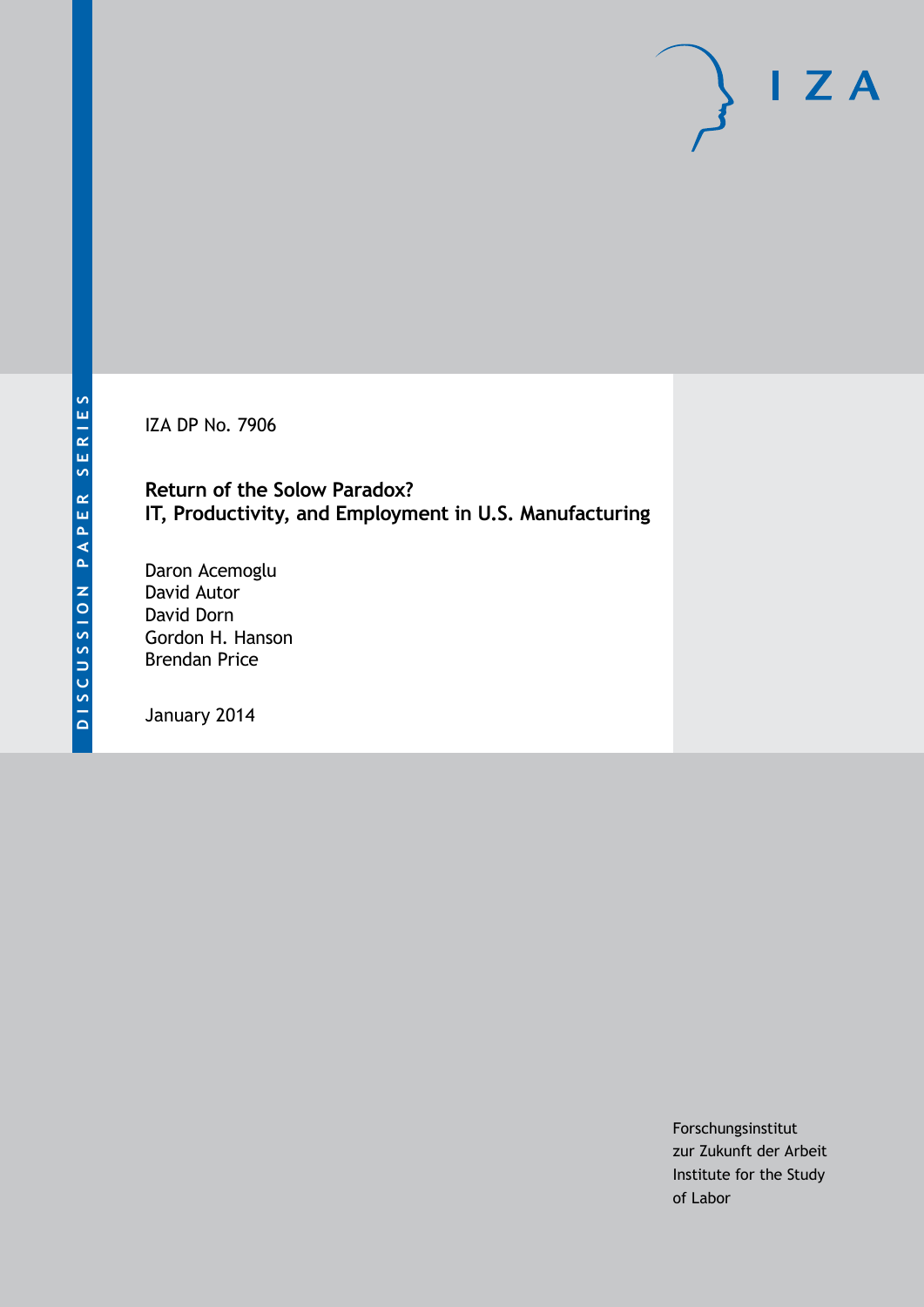DISCUSSION PAPER SERIES

IZA DP No. 7906

# Return of the Solow Paradox? IT, Productivity, and Employment in U.S. Manufacturing

Daron Acemoglu
David Autor
David Dorn
Gordon H. Hanson
Brendan Price

January 2014

Forschungsinstitut
zur Zukunft der Arbeit
Institute for the Study
of Labor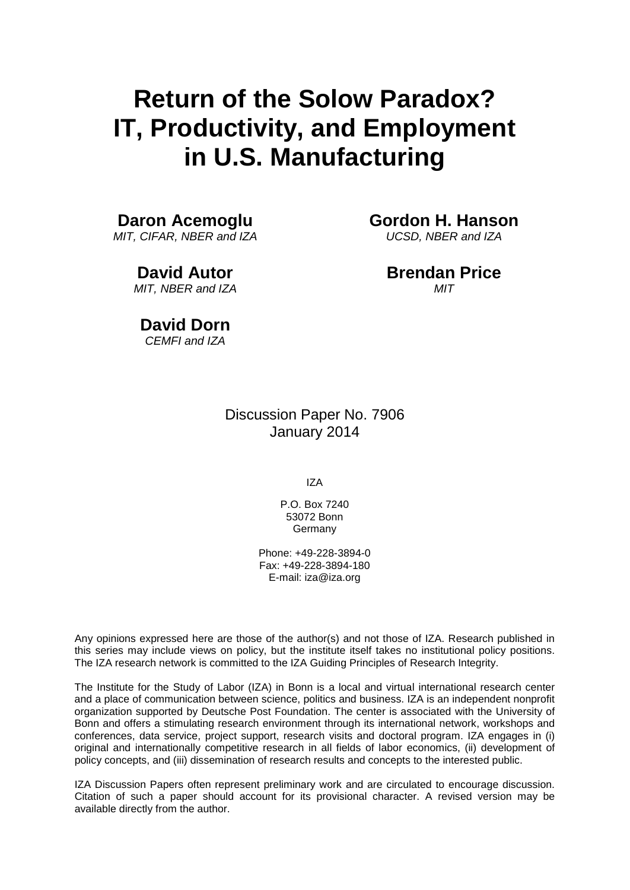# Return of the Solow Paradox? IT, Productivity, and Employment in U.S. Manufacturing

**Daron Acemoglu**
*MIT, CIFAR, NBER and IZA*

**David Autor**
*MIT, NBER and IZA*

**David Dorn**
*CEMFI and IZA*

**Gordon H. Hanson**
*UCSD, NBER and IZA*

**Brendan Price**
*MIT*

Discussion Paper No. 7906
January 2014

IZA

P.O. Box 7240
53072 Bonn
Germany

Phone: +49-228-3894-0
Fax: +49-228-3894-180
E-mail: iza@iza.org

Any opinions expressed here are those of the author(s) and not those of IZA. Research published in this series may include views on policy, but the institute itself takes no institutional policy positions. The IZA research network is committed to the IZA Guiding Principles of Research Integrity.

The Institute for the Study of Labor (IZA) in Bonn is a local and virtual international research center and a place of communication between science, politics and business. IZA is an independent nonprofit organization supported by Deutsche Post Foundation. The center is associated with the University of Bonn and offers a stimulating research environment through its international network, workshops and conferences, data service, project support, research visits and doctoral program. IZA engages in (i) original and internationally competitive research in all fields of labor economics, (ii) development of policy concepts, and (iii) dissemination of research results and concepts to the interested public.

IZA Discussion Papers often represent preliminary work and are circulated to encourage discussion. Citation of such a paper should account for its provisional character. A revised version may be available directly from the author.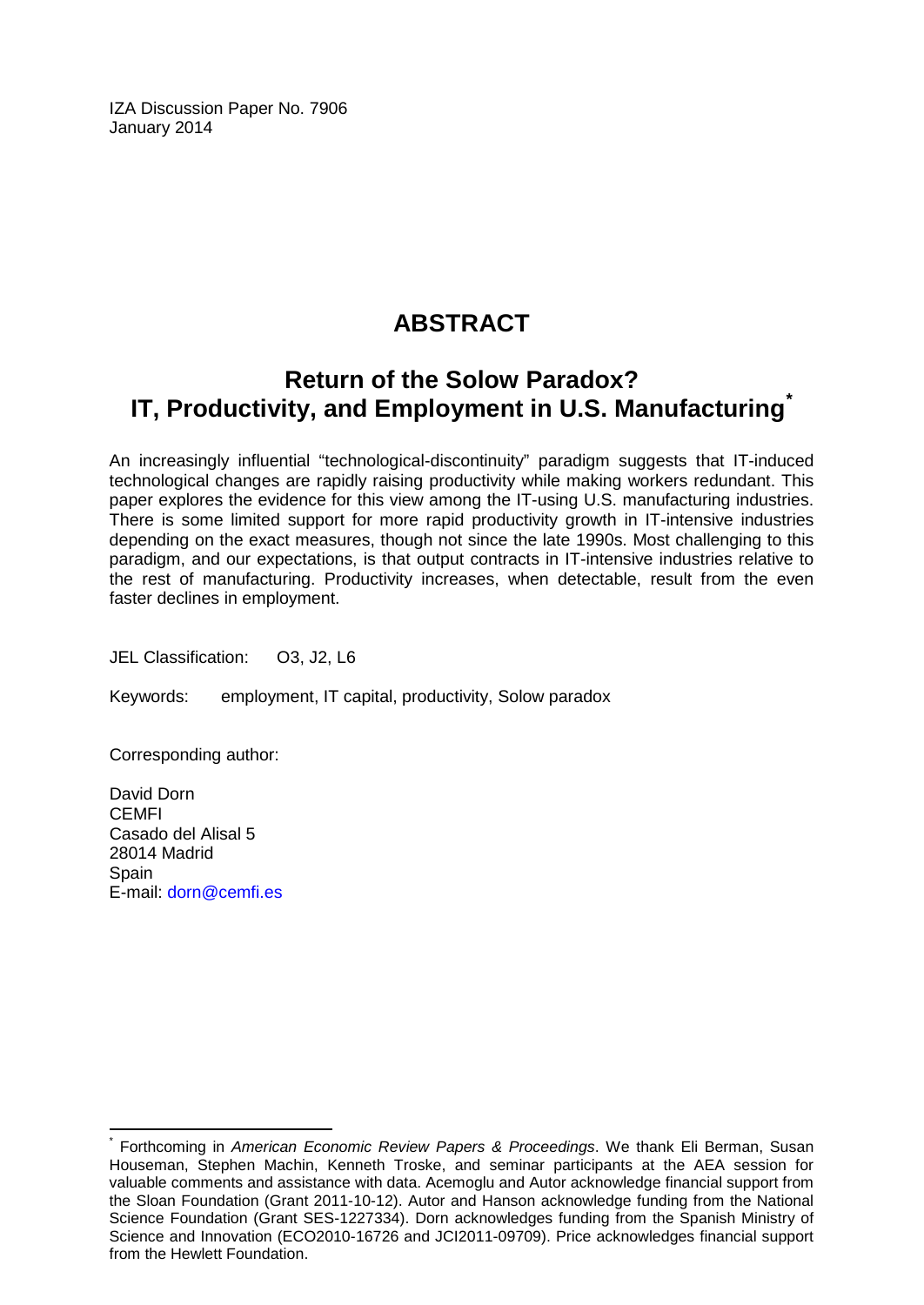IZA Discussion Paper No. 7906
January 2014

# ABSTRACT

## Return of the Solow Paradox? IT, Productivity, and Employment in U.S. Manufacturing*

An increasingly influential "technological-discontinuity" paradigm suggests that IT-induced technological changes are rapidly raising productivity while making workers redundant. This paper explores the evidence for this view among the IT-using U.S. manufacturing industries. There is some limited support for more rapid productivity growth in IT-intensive industries depending on the exact measures, though not since the late 1990s. Most challenging to this paradigm, and our expectations, is that output contracts in IT-intensive industries relative to the rest of manufacturing. Productivity increases, when detectable, result from the even faster declines in employment.

JEL Classification: O3, J2, L6

Keywords: employment, IT capital, productivity, Solow paradox

Corresponding author:

David Dorn
CEMFI
Casado del Alisal 5
28014 Madrid
Spain
E-mail: dorn@cemfi.es

---

* Forthcoming in *American Economic Review Papers & Proceedings*. We thank Eli Berman, Susan Houseman, Stephen Machin, Kenneth Troske, and seminar participants at the AEA session for valuable comments and assistance with data. Acemoglu and Autor acknowledge financial support from the Sloan Foundation (Grant 2011-10-12). Autor and Hanson acknowledge funding from the National Science Foundation (Grant SES-1227334). Dorn acknowledges funding from the Spanish Ministry of Science and Innovation (ECO2010-16726 and JCI2011-09709). Price acknowledges financial support from the Hewlett Foundation.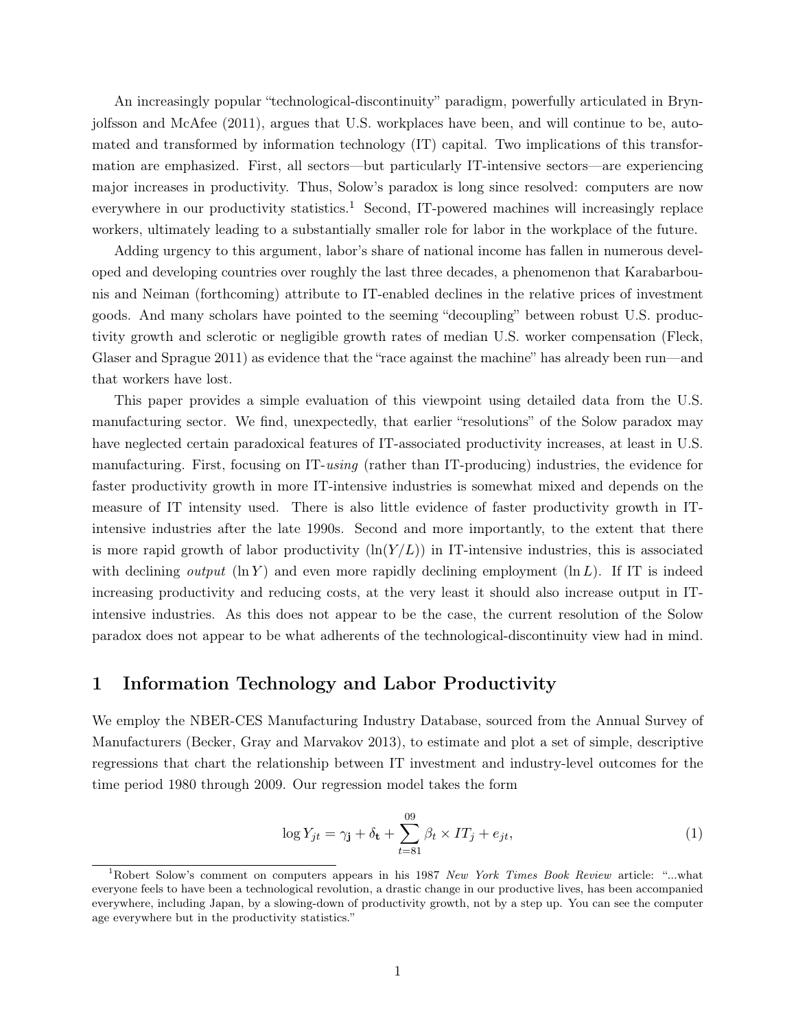An increasingly popular "technological-discontinuity" paradigm, powerfully articulated in Brynjolfsson and McAfee (2011), argues that U.S. workplaces have been, and will continue to be, automated and transformed by information technology (IT) capital. Two implications of this transformation are emphasized. First, all sectors—but particularly IT-intensive sectors—are experiencing major increases in productivity. Thus, Solow's paradox is long since resolved: computers are now everywhere in our productivity statistics.[1] Second, IT-powered machines will increasingly replace workers, ultimately leading to a substantially smaller role for labor in the workplace of the future.

Adding urgency to this argument, labor's share of national income has fallen in numerous developed and developing countries over roughly the last three decades, a phenomenon that Karabarbounis and Neiman (forthcoming) attribute to IT-enabled declines in the relative prices of investment goods. And many scholars have pointed to the seeming "decoupling" between robust U.S. productivity growth and sclerotic or negligible growth rates of median U.S. worker compensation (Fleck, Glaser and Sprague 2011) as evidence that the "race against the machine" has already been run—and that workers have lost.

This paper provides a simple evaluation of this viewpoint using detailed data from the U.S. manufacturing sector. We find, unexpectedly, that earlier "resolutions" of the Solow paradox may have neglected certain paradoxical features of IT-associated productivity increases, at least in U.S. manufacturing. First, focusing on IT-*using* (rather than IT-producing) industries, the evidence for faster productivity growth in more IT-intensive industries is somewhat mixed and depends on the measure of IT intensity used. There is also little evidence of faster productivity growth in IT-intensive industries after the late 1990s. Second and more importantly, to the extent that there is more rapid growth of labor productivity ($\ln(Y/L)$) in IT-intensive industries, this is associated with declining *output* ($\ln Y$) and even more rapidly declining employment ($\ln L$). If IT is indeed increasing productivity and reducing costs, at the very least it should also increase output in IT-intensive industries. As this does not appear to be the case, the current resolution of the Solow paradox does not appear to be what adherents of the technological-discontinuity view had in mind.

## 1 Information Technology and Labor Productivity

We employ the NBER-CES Manufacturing Industry Database, sourced from the Annual Survey of Manufacturers (Becker, Gray and Marvakov 2013), to estimate and plot a set of simple, descriptive regressions that chart the relationship between IT investment and industry-level outcomes for the time period 1980 through 2009. Our regression model takes the form

$$\log Y_{jt} = \gamma_{\mathbf{j}} + \delta_{\mathbf{t}} + \sum_{t=81}^{09} \beta_t \times IT_j + e_{jt}, \tag{1}$$

[1] Robert Solow's comment on computers appears in his 1987 *New York Times Book Review* article: "...what everyone feels to have been a technological revolution, a drastic change in our productive lives, has been accompanied everywhere, including Japan, by a slowing-down of productivity growth, not by a step up. You can see the computer age everywhere but in the productivity statistics."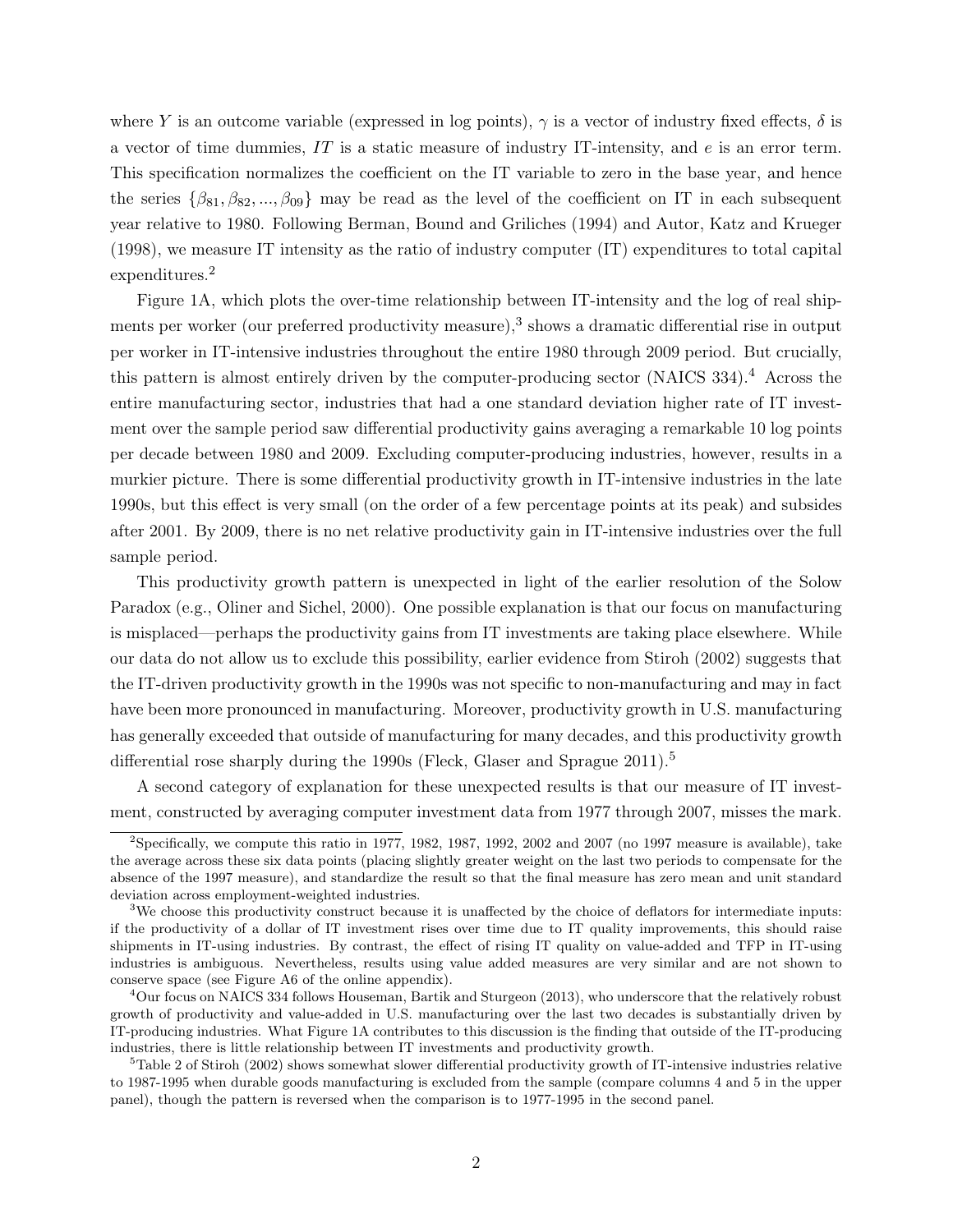where $Y$ is an outcome variable (expressed in log points), $\gamma$ is a vector of industry fixed effects, $\delta$ is a vector of time dummies, $IT$ is a static measure of industry IT-intensity, and $e$ is an error term. This specification normalizes the coefficient on the IT variable to zero in the base year, and hence the series $\{\beta_{81}, \beta_{82}, ..., \beta_{09}\}$ may be read as the level of the coefficient on IT in each subsequent year relative to 1980. Following Berman, Bound and Griliches (1994) and Autor, Katz and Krueger (1998), we measure IT intensity as the ratio of industry computer (IT) expenditures to total capital expenditures.[2]

Figure 1A, which plots the over-time relationship between IT-intensity and the log of real shipments per worker (our preferred productivity measure),[3] shows a dramatic differential rise in output per worker in IT-intensive industries throughout the entire 1980 through 2009 period. But crucially, this pattern is almost entirely driven by the computer-producing sector (NAICS 334).[4] Across the entire manufacturing sector, industries that had a one standard deviation higher rate of IT investment over the sample period saw differential productivity gains averaging a remarkable 10 log points per decade between 1980 and 2009. Excluding computer-producing industries, however, results in a murkier picture. There is some differential productivity growth in IT-intensive industries in the late 1990s, but this effect is very small (on the order of a few percentage points at its peak) and subsides after 2001. By 2009, there is no net relative productivity gain in IT-intensive industries over the full sample period.

This productivity growth pattern is unexpected in light of the earlier resolution of the Solow Paradox (e.g., Oliner and Sichel, 2000). One possible explanation is that our focus on manufacturing is misplaced—perhaps the productivity gains from IT investments are taking place elsewhere. While our data do not allow us to exclude this possibility, earlier evidence from Stiroh (2002) suggests that the IT-driven productivity growth in the 1990s was not specific to non-manufacturing and may in fact have been more pronounced in manufacturing. Moreover, productivity growth in U.S. manufacturing has generally exceeded that outside of manufacturing for many decades, and this productivity growth differential rose sharply during the 1990s (Fleck, Glaser and Sprague 2011).[5]

A second category of explanation for these unexpected results is that our measure of IT investment, constructed by averaging computer investment data from 1977 through 2007, misses the mark.

[2] Specifically, we compute this ratio in 1977, 1982, 1987, 1992, 2002 and 2007 (no 1997 measure is available), take the average across these six data points (placing slightly greater weight on the last two periods to compensate for the absence of the 1997 measure), and standardize the result so that the final measure has zero mean and unit standard deviation across employment-weighted industries.

[3] We choose this productivity construct because it is unaffected by the choice of deflators for intermediate inputs: if the productivity of a dollar of IT investment rises over time due to IT quality improvements, this should raise shipments in IT-using industries. By contrast, the effect of rising IT quality on value-added and TFP in IT-using industries is ambiguous. Nevertheless, results using value added measures are very similar and are not shown to conserve space (see Figure A6 of the online appendix).

[4] Our focus on NAICS 334 follows Houseman, Bartik and Sturgeon (2013), who underscore that the relatively robust growth of productivity and value-added in U.S. manufacturing over the last two decades is substantially driven by IT-producing industries. What Figure 1A contributes to this discussion is the finding that outside of the IT-producing industries, there is little relationship between IT investments and productivity growth.

[5] Table 2 of Stiroh (2002) shows somewhat slower differential productivity growth of IT-intensive industries relative to 1987-1995 when durable goods manufacturing is excluded from the sample (compare columns 4 and 5 in the upper panel), though the pattern is reversed when the comparison is to 1977-1995 in the second panel.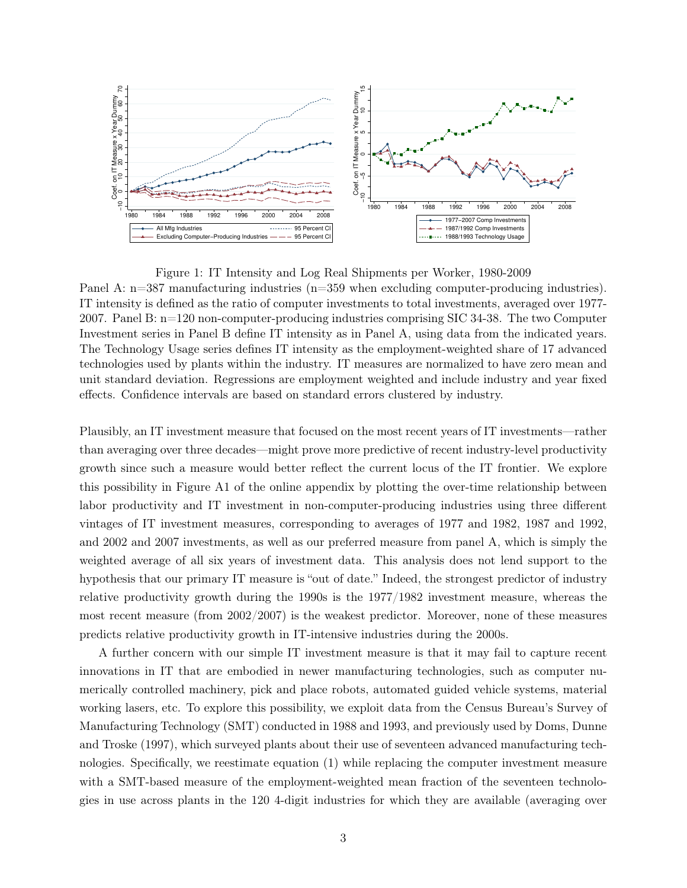Figure 1: IT Intensity and Log Real Shipments per Worker, 1980-2009

Panel A: n=387 manufacturing industries (n=359 when excluding computer-producing industries). IT intensity is defined as the ratio of computer investments to total investments, averaged over 1977-2007. Panel B: n=120 non-computer-producing industries comprising SIC 34-38. The two Computer Investment series in Panel B define IT intensity as in Panel A, using data from the indicated years. The Technology Usage series defines IT intensity as the employment-weighted share of 17 advanced technologies used by plants within the industry. IT measures are normalized to have zero mean and unit standard deviation. Regressions are employment weighted and include industry and year fixed effects. Confidence intervals are based on standard errors clustered by industry.

Plausibly, an IT investment measure that focused on the most recent years of IT investments—rather than averaging over three decades—might prove more predictive of recent industry-level productivity growth since such a measure would better reflect the current locus of the IT frontier. We explore this possibility in Figure A1 of the online appendix by plotting the over-time relationship between labor productivity and IT investment in non-computer-producing industries using three different vintages of IT investment measures, corresponding to averages of 1977 and 1982, 1987 and 1992, and 2002 and 2007 investments, as well as our preferred measure from panel A, which is simply the weighted average of all six years of investment data. This analysis does not lend support to the hypothesis that our primary IT measure is "out of date." Indeed, the strongest predictor of industry relative productivity growth during the 1990s is the 1977/1982 investment measure, whereas the most recent measure (from 2002/2007) is the weakest predictor. Moreover, none of these measures predicts relative productivity growth in IT-intensive industries during the 2000s.

A further concern with our simple IT investment measure is that it may fail to capture recent innovations in IT that are embodied in newer manufacturing technologies, such as computer numerically controlled machinery, pick and place robots, automated guided vehicle systems, material working lasers, etc. To explore this possibility, we exploit data from the Census Bureau's Survey of Manufacturing Technology (SMT) conducted in 1988 and 1993, and previously used by Doms, Dunne and Troske (1997), which surveyed plants about their use of seventeen advanced manufacturing technologies. Specifically, we reestimate equation (1) while replacing the computer investment measure with a SMT-based measure of the employment-weighted mean fraction of the seventeen technologies in use across plants in the 120 4-digit industries for which they are available (averaging over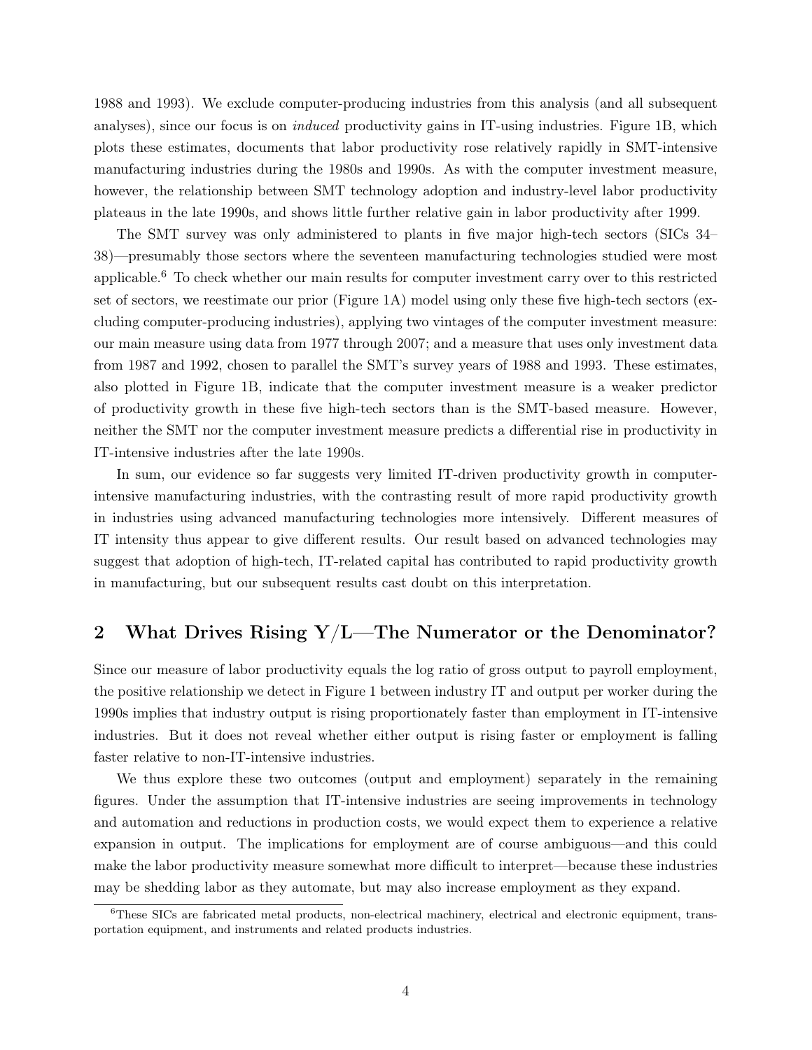1988 and 1993). We exclude computer-producing industries from this analysis (and all subsequent analyses), since our focus is on *induced* productivity gains in IT-using industries. Figure 1B, which plots these estimates, documents that labor productivity rose relatively rapidly in SMT-intensive manufacturing industries during the 1980s and 1990s. As with the computer investment measure, however, the relationship between SMT technology adoption and industry-level labor productivity plateaus in the late 1990s, and shows little further relative gain in labor productivity after 1999.

The SMT survey was only administered to plants in five major high-tech sectors (SICs 34–38)—presumably those sectors where the seventeen manufacturing technologies studied were most applicable.[6] To check whether our main results for computer investment carry over to this restricted set of sectors, we reestimate our prior (Figure 1A) model using only these five high-tech sectors (excluding computer-producing industries), applying two vintages of the computer investment measure: our main measure using data from 1977 through 2007; and a measure that uses only investment data from 1987 and 1992, chosen to parallel the SMT's survey years of 1988 and 1993. These estimates, also plotted in Figure 1B, indicate that the computer investment measure is a weaker predictor of productivity growth in these five high-tech sectors than is the SMT-based measure. However, neither the SMT nor the computer investment measure predicts a differential rise in productivity in IT-intensive industries after the late 1990s.

In sum, our evidence so far suggests very limited IT-driven productivity growth in computer-intensive manufacturing industries, with the contrasting result of more rapid productivity growth in industries using advanced manufacturing technologies more intensively. Different measures of IT intensity thus appear to give different results. Our result based on advanced technologies may suggest that adoption of high-tech, IT-related capital has contributed to rapid productivity growth in manufacturing, but our subsequent results cast doubt on this interpretation.

## 2 What Drives Rising Y/L—The Numerator or the Denominator?

Since our measure of labor productivity equals the log ratio of gross output to payroll employment, the positive relationship we detect in Figure 1 between industry IT and output per worker during the 1990s implies that industry output is rising proportionately faster than employment in IT-intensive industries. But it does not reveal whether either output is rising faster or employment is falling faster relative to non-IT-intensive industries.

We thus explore these two outcomes (output and employment) separately in the remaining figures. Under the assumption that IT-intensive industries are seeing improvements in technology and automation and reductions in production costs, we would expect them to experience a relative expansion in output. The implications for employment are of course ambiguous—and this could make the labor productivity measure somewhat more difficult to interpret—because these industries may be shedding labor as they automate, but may also increase employment as they expand.

[6] These SICs are fabricated metal products, non-electrical machinery, electrical and electronic equipment, transportation equipment, and instruments and related products industries.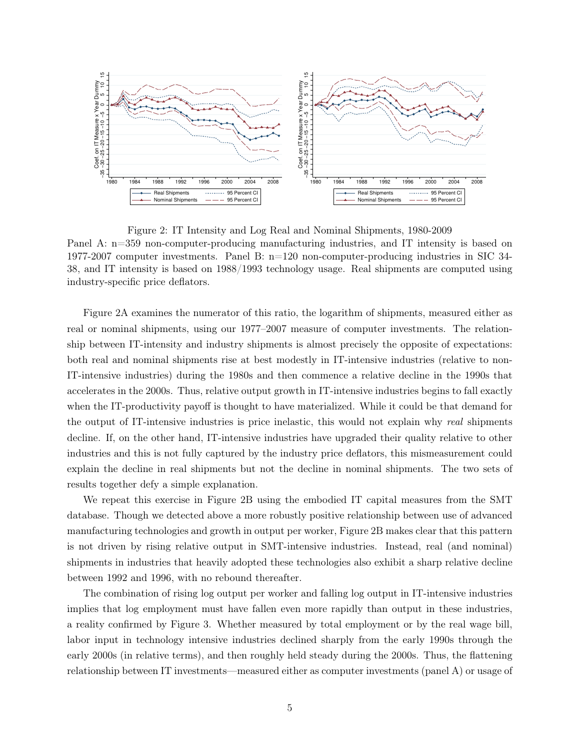Figure 2: IT Intensity and Log Real and Nominal Shipments, 1980-2009

Panel A: n=359 non-computer-producing manufacturing industries, and IT intensity is based on 1977-2007 computer investments. Panel B: n=120 non-computer-producing industries in SIC 34-38, and IT intensity is based on 1988/1993 technology usage. Real shipments are computed using industry-specific price deflators.

Figure 2A examines the numerator of this ratio, the logarithm of shipments, measured either as real or nominal shipments, using our 1977–2007 measure of computer investments. The relationship between IT-intensity and industry shipments is almost precisely the opposite of expectations: both real and nominal shipments rise at best modestly in IT-intensive industries (relative to non-IT-intensive industries) during the 1980s and then commence a relative decline in the 1990s that accelerates in the 2000s. Thus, relative output growth in IT-intensive industries begins to fall exactly when the IT-productivity payoff is thought to have materialized. While it could be that demand for the output of IT-intensive industries is price inelastic, this would not explain why *real* shipments decline. If, on the other hand, IT-intensive industries have upgraded their quality relative to other industries and this is not fully captured by the industry price deflators, this mismeasurement could explain the decline in real shipments but not the decline in nominal shipments. The two sets of results together defy a simple explanation.

We repeat this exercise in Figure 2B using the embodied IT capital measures from the SMT database. Though we detected above a more robustly positive relationship between use of advanced manufacturing technologies and growth in output per worker, Figure 2B makes clear that this pattern is not driven by rising relative output in SMT-intensive industries. Instead, real (and nominal) shipments in industries that heavily adopted these technologies also exhibit a sharp relative decline between 1992 and 1996, with no rebound thereafter.

The combination of rising log output per worker and falling log output in IT-intensive industries implies that log employment must have fallen even more rapidly than output in these industries, a reality confirmed by Figure 3. Whether measured by total employment or by the real wage bill, labor input in technology intensive industries declined sharply from the early 1990s through the early 2000s (in relative terms), and then roughly held steady during the 2000s. Thus, the flattening relationship between IT investments—measured either as computer investments (panel A) or usage of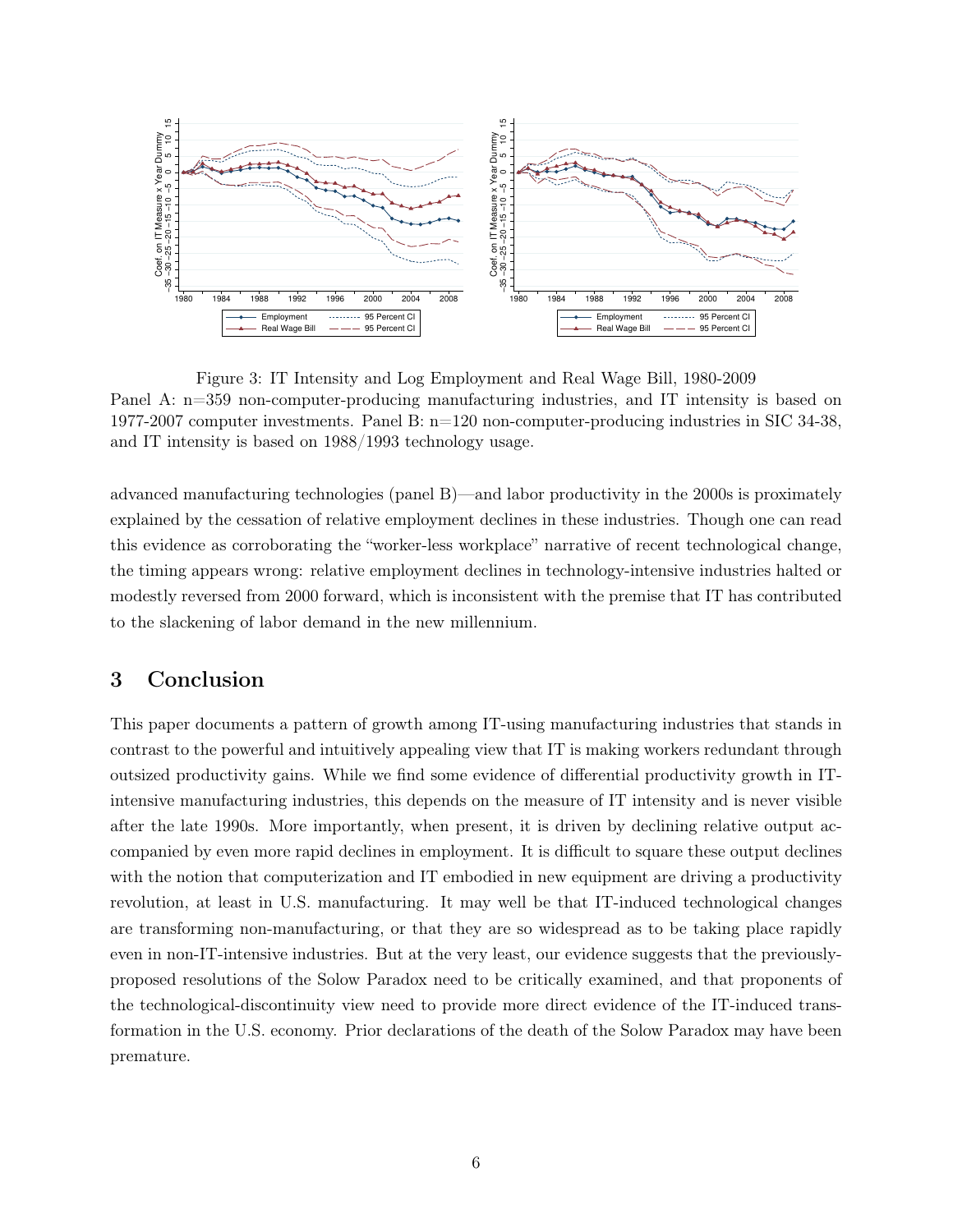Figure 3: IT Intensity and Log Employment and Real Wage Bill, 1980-2009
Panel A: n=359 non-computer-producing manufacturing industries, and IT intensity is based on 1977-2007 computer investments. Panel B: n=120 non-computer-producing industries in SIC 34-38, and IT intensity is based on 1988/1993 technology usage.

advanced manufacturing technologies (panel B)—and labor productivity in the 2000s is proximately explained by the cessation of relative employment declines in these industries. Though one can read this evidence as corroborating the "worker-less workplace" narrative of recent technological change, the timing appears wrong: relative employment declines in technology-intensive industries halted or modestly reversed from 2000 forward, which is inconsistent with the premise that IT has contributed to the slackening of labor demand in the new millennium.

# 3 Conclusion

This paper documents a pattern of growth among IT-using manufacturing industries that stands in contrast to the powerful and intuitively appealing view that IT is making workers redundant through outsized productivity gains. While we find some evidence of differential productivity growth in IT-intensive manufacturing industries, this depends on the measure of IT intensity and is never visible after the late 1990s. More importantly, when present, it is driven by declining relative output accompanied by even more rapid declines in employment. It is difficult to square these output declines with the notion that computerization and IT embodied in new equipment are driving a productivity revolution, at least in U.S. manufacturing. It may well be that IT-induced technological changes are transforming non-manufacturing, or that they are so widespread as to be taking place rapidly even in non-IT-intensive industries. But at the very least, our evidence suggests that the previously-proposed resolutions of the Solow Paradox need to be critically examined, and that proponents of the technological-discontinuity view need to provide more direct evidence of the IT-induced transformation in the U.S. economy. Prior declarations of the death of the Solow Paradox may have been premature.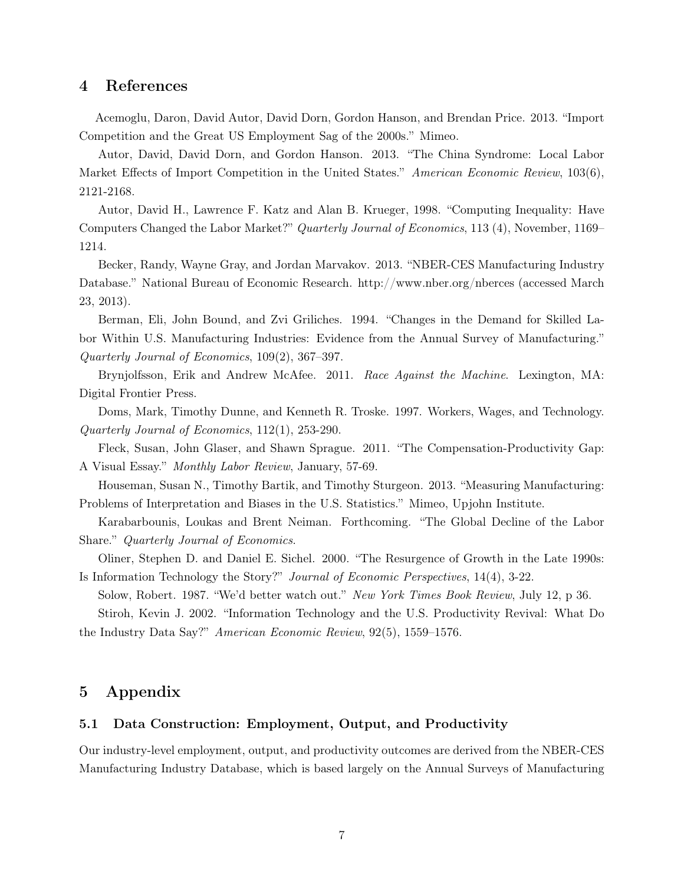# 4 References

Acemoglu, Daron, David Autor, David Dorn, Gordon Hanson, and Brendan Price. 2013. "Import Competition and the Great US Employment Sag of the 2000s." Mimeo.

Autor, David, David Dorn, and Gordon Hanson. 2013. "The China Syndrome: Local Labor Market Effects of Import Competition in the United States." *American Economic Review*, 103(6), 2121-2168.

Autor, David H., Lawrence F. Katz and Alan B. Krueger, 1998. "Computing Inequality: Have Computers Changed the Labor Market?" *Quarterly Journal of Economics*, 113 (4), November, 1169–1214.

Becker, Randy, Wayne Gray, and Jordan Marvakov. 2013. "NBER-CES Manufacturing Industry Database." National Bureau of Economic Research. http://www.nber.org/nberces (accessed March 23, 2013).

Berman, Eli, John Bound, and Zvi Griliches. 1994. "Changes in the Demand for Skilled Labor Within U.S. Manufacturing Industries: Evidence from the Annual Survey of Manufacturing." *Quarterly Journal of Economics*, 109(2), 367–397.

Brynjolfsson, Erik and Andrew McAfee. 2011. *Race Against the Machine*. Lexington, MA: Digital Frontier Press.

Doms, Mark, Timothy Dunne, and Kenneth R. Troske. 1997. Workers, Wages, and Technology. *Quarterly Journal of Economics*, 112(1), 253-290.

Fleck, Susan, John Glaser, and Shawn Sprague. 2011. "The Compensation-Productivity Gap: A Visual Essay." *Monthly Labor Review*, January, 57-69.

Houseman, Susan N., Timothy Bartik, and Timothy Sturgeon. 2013. "Measuring Manufacturing: Problems of Interpretation and Biases in the U.S. Statistics." Mimeo, Upjohn Institute.

Karabarbounis, Loukas and Brent Neiman. Forthcoming. "The Global Decline of the Labor Share." *Quarterly Journal of Economics*.

Oliner, Stephen D. and Daniel E. Sichel. 2000. "The Resurgence of Growth in the Late 1990s: Is Information Technology the Story?" *Journal of Economic Perspectives*, 14(4), 3-22.

Solow, Robert. 1987. "We'd better watch out." *New York Times Book Review*, July 12, p 36.

Stiroh, Kevin J. 2002. "Information Technology and the U.S. Productivity Revival: What Do the Industry Data Say?" *American Economic Review*, 92(5), 1559–1576.

# 5 Appendix

## 5.1 Data Construction: Employment, Output, and Productivity

Our industry-level employment, output, and productivity outcomes are derived from the NBER-CES Manufacturing Industry Database, which is based largely on the Annual Surveys of Manufacturing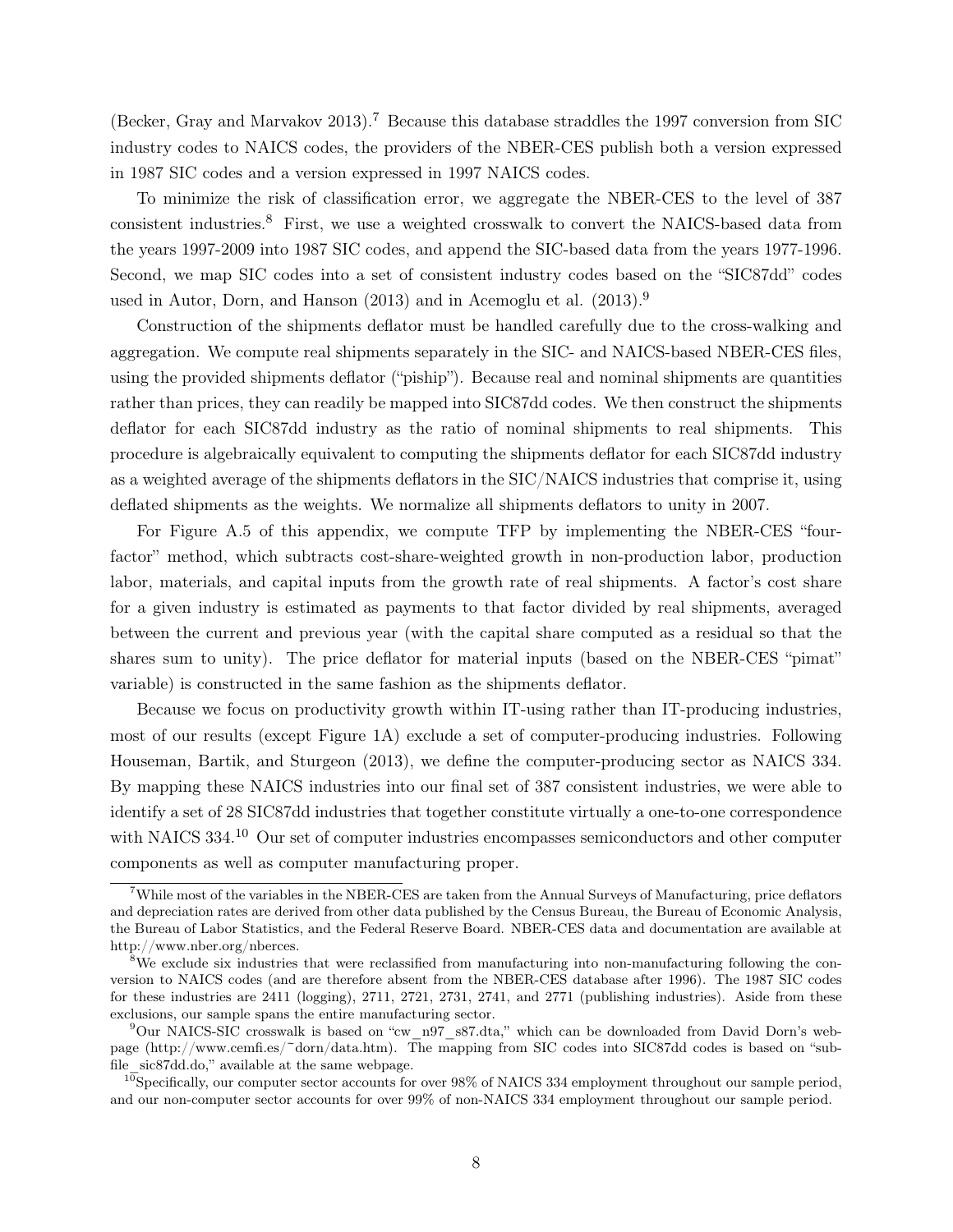(Becker, Gray and Marvakov 2013).[7] Because this database straddles the 1997 conversion from SIC industry codes to NAICS codes, the providers of the NBER-CES publish both a version expressed in 1987 SIC codes and a version expressed in 1997 NAICS codes.

To minimize the risk of classification error, we aggregate the NBER-CES to the level of 387 consistent industries.[8] First, we use a weighted crosswalk to convert the NAICS-based data from the years 1997-2009 into 1987 SIC codes, and append the SIC-based data from the years 1977-1996. Second, we map SIC codes into a set of consistent industry codes based on the "SIC87dd" codes used in Autor, Dorn, and Hanson (2013) and in Acemoglu et al. (2013).[9]

Construction of the shipments deflator must be handled carefully due to the cross-walking and aggregation. We compute real shipments separately in the SIC- and NAICS-based NBER-CES files, using the provided shipments deflator ("piship"). Because real and nominal shipments are quantities rather than prices, they can readily be mapped into SIC87dd codes. We then construct the shipments deflator for each SIC87dd industry as the ratio of nominal shipments to real shipments. This procedure is algebraically equivalent to computing the shipments deflator for each SIC87dd industry as a weighted average of the shipments deflators in the SIC/NAICS industries that comprise it, using deflated shipments as the weights. We normalize all shipments deflators to unity in 2007.

For Figure A.5 of this appendix, we compute TFP by implementing the NBER-CES "four-factor" method, which subtracts cost-share-weighted growth in non-production labor, production labor, materials, and capital inputs from the growth rate of real shipments. A factor's cost share for a given industry is estimated as payments to that factor divided by real shipments, averaged between the current and previous year (with the capital share computed as a residual so that the shares sum to unity). The price deflator for material inputs (based on the NBER-CES "pimat" variable) is constructed in the same fashion as the shipments deflator.

Because we focus on productivity growth within IT-using rather than IT-producing industries, most of our results (except Figure 1A) exclude a set of computer-producing industries. Following Houseman, Bartik, and Sturgeon (2013), we define the computer-producing sector as NAICS 334. By mapping these NAICS industries into our final set of 387 consistent industries, we were able to identify a set of 28 SIC87dd industries that together constitute virtually a one-to-one correspondence with NAICS 334.[10] Our set of computer industries encompasses semiconductors and other computer components as well as computer manufacturing proper.

---

[7] While most of the variables in the NBER-CES are taken from the Annual Surveys of Manufacturing, price deflators and depreciation rates are derived from other data published by the Census Bureau, the Bureau of Economic Analysis, the Bureau of Labor Statistics, and the Federal Reserve Board. NBER-CES data and documentation are available at http://www.nber.org/nberces.

[8] We exclude six industries that were reclassified from manufacturing into non-manufacturing following the conversion to NAICS codes (and are therefore absent from the NBER-CES database after 1996). The 1987 SIC codes for these industries are 2411 (logging), 2711, 2721, 2731, 2741, and 2771 (publishing industries). Aside from these exclusions, our sample spans the entire manufacturing sector.

[9] Our NAICS-SIC crosswalk is based on "cw_n97_s87.dta," which can be downloaded from David Dorn's webpage (http://www.cemfi.es/~dorn/data.htm). The mapping from SIC codes into SIC87dd codes is based on "subfile_sic87dd.do," available at the same webpage.

[10] Specifically, our computer sector accounts for over 98% of NAICS 334 employment throughout our sample period, and our non-computer sector accounts for over 99% of non-NAICS 334 employment throughout our sample period.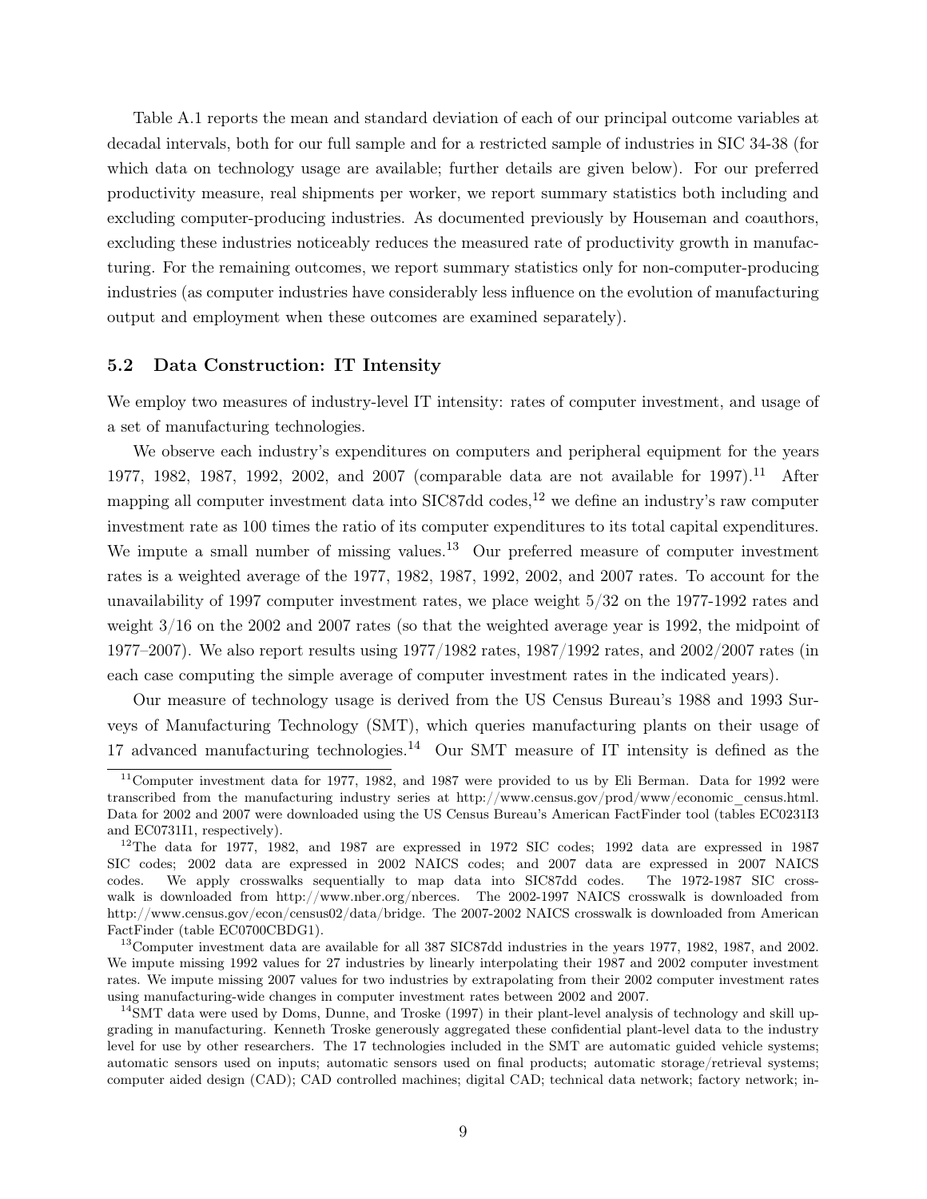Table A.1 reports the mean and standard deviation of each of our principal outcome variables at decadal intervals, both for our full sample and for a restricted sample of industries in SIC 34-38 (for which data on technology usage are available; further details are given below). For our preferred productivity measure, real shipments per worker, we report summary statistics both including and excluding computer-producing industries. As documented previously by Houseman and coauthors, excluding these industries noticeably reduces the measured rate of productivity growth in manufacturing. For the remaining outcomes, we report summary statistics only for non-computer-producing industries (as computer industries have considerably less influence on the evolution of manufacturing output and employment when these outcomes are examined separately).

### 5.2 Data Construction: IT Intensity

We employ two measures of industry-level IT intensity: rates of computer investment, and usage of a set of manufacturing technologies.

We observe each industry's expenditures on computers and peripheral equipment for the years 1977, 1982, 1987, 1992, 2002, and 2007 (comparable data are not available for 1997).[11] After mapping all computer investment data into SIC87dd codes,[12] we define an industry's raw computer investment rate as 100 times the ratio of its computer expenditures to its total capital expenditures. We impute a small number of missing values.[13] Our preferred measure of computer investment rates is a weighted average of the 1977, 1982, 1987, 1992, 2002, and 2007 rates. To account for the unavailability of 1997 computer investment rates, we place weight 5/32 on the 1977-1992 rates and weight 3/16 on the 2002 and 2007 rates (so that the weighted average year is 1992, the midpoint of 1977–2007). We also report results using 1977/1982 rates, 1987/1992 rates, and 2002/2007 rates (in each case computing the simple average of computer investment rates in the indicated years).

Our measure of technology usage is derived from the US Census Bureau's 1988 and 1993 Surveys of Manufacturing Technology (SMT), which queries manufacturing plants on their usage of 17 advanced manufacturing technologies.[14] Our SMT measure of IT intensity is defined as the

---

[11] Computer investment data for 1977, 1982, and 1987 were provided to us by Eli Berman. Data for 1992 were transcribed from the manufacturing industry series at http://www.census.gov/prod/www/economic_census.html. Data for 2002 and 2007 were downloaded using the US Census Bureau's American FactFinder tool (tables EC0231I3 and EC0731I1, respectively).

[12] The data for 1977, 1982, and 1987 are expressed in 1972 SIC codes; 1992 data are expressed in 1987 SIC codes; 2002 data are expressed in 2002 NAICS codes; and 2007 data are expressed in 2007 NAICS codes. We apply crosswalks sequentially to map data into SIC87dd codes. The 1972-1987 SIC crosswalk is downloaded from http://www.nber.org/nberces. The 2002-1997 NAICS crosswalk is downloaded from http://www.census.gov/econ/census02/data/bridge. The 2007-2002 NAICS crosswalk is downloaded from American FactFinder (table EC0700CBDG1).

[13] Computer investment data are available for all 387 SIC87dd industries in the years 1977, 1982, 1987, and 2002. We impute missing 1992 values for 27 industries by linearly interpolating their 1987 and 2002 computer investment rates. We impute missing 2007 values for two industries by extrapolating from their 2002 computer investment rates using manufacturing-wide changes in computer investment rates between 2002 and 2007.

[14] SMT data were used by Doms, Dunne, and Troske (1997) in their plant-level analysis of technology and skill upgrading in manufacturing. Kenneth Troske generously aggregated these confidential plant-level data to the industry level for use by other researchers. The 17 technologies included in the SMT are automatic guided vehicle systems; automatic sensors used on inputs; automatic sensors used on final products; automatic storage/retrieval systems; computer aided design (CAD); CAD controlled machines; digital CAD; technical data network; factory network; in-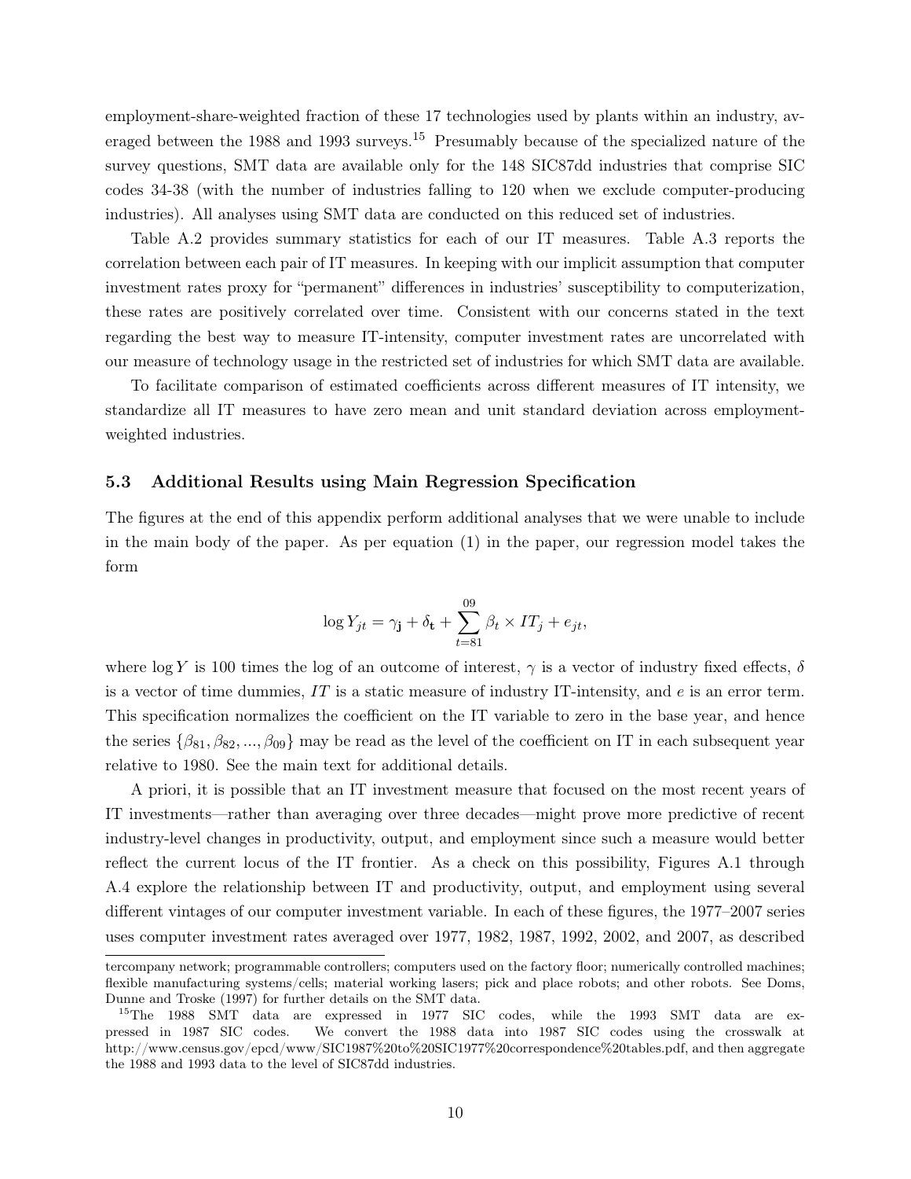employment-share-weighted fraction of these 17 technologies used by plants within an industry, averaged between the 1988 and 1993 surveys.[15] Presumably because of the specialized nature of the survey questions, SMT data are available only for the 148 SIC87dd industries that comprise SIC codes 34-38 (with the number of industries falling to 120 when we exclude computer-producing industries). All analyses using SMT data are conducted on this reduced set of industries.

Table A.2 provides summary statistics for each of our IT measures. Table A.3 reports the correlation between each pair of IT measures. In keeping with our implicit assumption that computer investment rates proxy for "permanent" differences in industries' susceptibility to computerization, these rates are positively correlated over time. Consistent with our concerns stated in the text regarding the best way to measure IT-intensity, computer investment rates are uncorrelated with our measure of technology usage in the restricted set of industries for which SMT data are available.

To facilitate comparison of estimated coefficients across different measures of IT intensity, we standardize all IT measures to have zero mean and unit standard deviation across employment-weighted industries.

### 5.3 Additional Results using Main Regression Specification

The figures at the end of this appendix perform additional analyses that we were unable to include in the main body of the paper. As per equation (1) in the paper, our regression model takes the form

$$\log Y_{jt} = \gamma_{\mathbf{j}} + \delta_{\mathbf{t}} + \sum_{t=81}^{09} \beta_t \times IT_j + e_{jt},$$

where $\log Y$ is 100 times the log of an outcome of interest, $\gamma$ is a vector of industry fixed effects, $\delta$ is a vector of time dummies, $IT$ is a static measure of industry IT-intensity, and $e$ is an error term. This specification normalizes the coefficient on the IT variable to zero in the base year, and hence the series $\{\beta_{81}, \beta_{82}, ..., \beta_{09}\}$ may be read as the level of the coefficient on IT in each subsequent year relative to 1980. See the main text for additional details.

A priori, it is possible that an IT investment measure that focused on the most recent years of IT investments—rather than averaging over three decades—might prove more predictive of recent industry-level changes in productivity, output, and employment since such a measure would better reflect the current locus of the IT frontier. As a check on this possibility, Figures A.1 through A.4 explore the relationship between IT and productivity, output, and employment using several different vintages of our computer investment variable. In each of these figures, the 1977–2007 series uses computer investment rates averaged over 1977, 1982, 1987, 1992, 2002, and 2007, as described

tercompany network; programmable controllers; computers used on the factory floor; numerically controlled machines; flexible manufacturing systems/cells; material working lasers; pick and place robots; and other robots. See Doms, Dunne and Troske (1997) for further details on the SMT data.

[15] The 1988 SMT data are expressed in 1977 SIC codes, while the 1993 SMT data are expressed in 1987 SIC codes. We convert the 1988 data into 1987 SIC codes using the crosswalk at http://www.census.gov/epcd/www/SIC1987%20to%20SIC1977%20correspondence%20tables.pdf, and then aggregate the 1988 and 1993 data to the level of SIC87dd industries.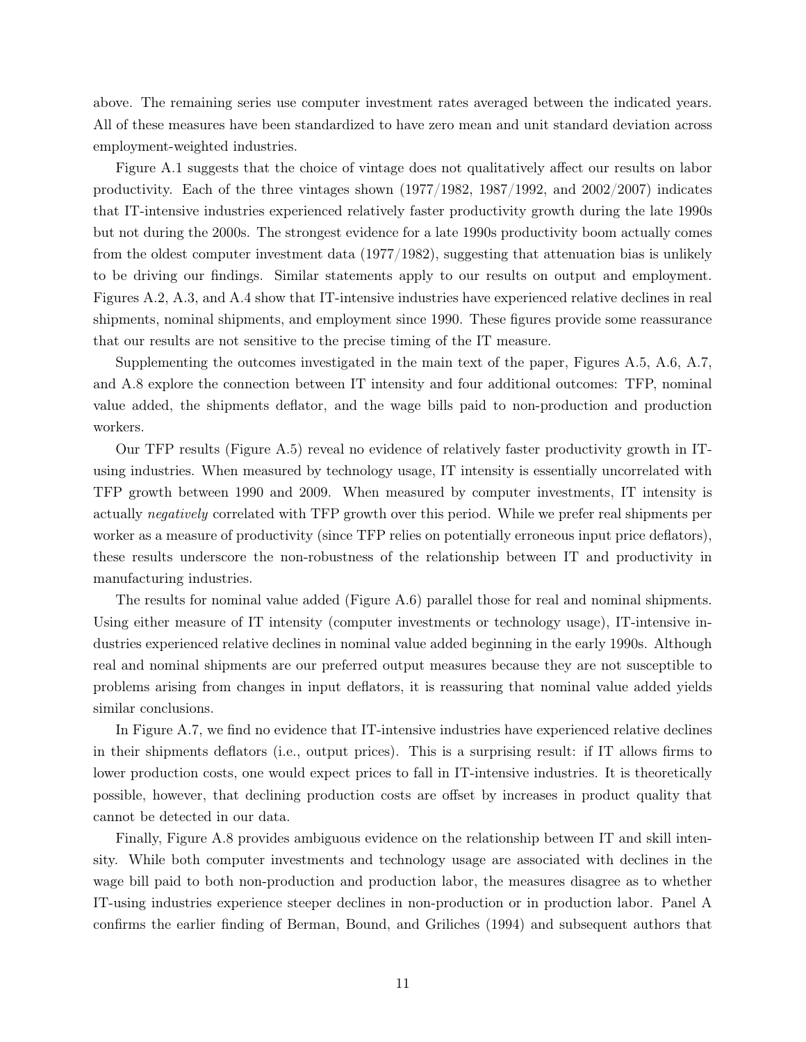above. The remaining series use computer investment rates averaged between the indicated years. All of these measures have been standardized to have zero mean and unit standard deviation across employment-weighted industries.

Figure A.1 suggests that the choice of vintage does not qualitatively affect our results on labor productivity. Each of the three vintages shown (1977/1982, 1987/1992, and 2002/2007) indicates that IT-intensive industries experienced relatively faster productivity growth during the late 1990s but not during the 2000s. The strongest evidence for a late 1990s productivity boom actually comes from the oldest computer investment data (1977/1982), suggesting that attenuation bias is unlikely to be driving our findings. Similar statements apply to our results on output and employment. Figures A.2, A.3, and A.4 show that IT-intensive industries have experienced relative declines in real shipments, nominal shipments, and employment since 1990. These figures provide some reassurance that our results are not sensitive to the precise timing of the IT measure.

Supplementing the outcomes investigated in the main text of the paper, Figures A.5, A.6, A.7, and A.8 explore the connection between IT intensity and four additional outcomes: TFP, nominal value added, the shipments deflator, and the wage bills paid to non-production and production workers.

Our TFP results (Figure A.5) reveal no evidence of relatively faster productivity growth in IT-using industries. When measured by technology usage, IT intensity is essentially uncorrelated with TFP growth between 1990 and 2009. When measured by computer investments, IT intensity is actually *negatively* correlated with TFP growth over this period. While we prefer real shipments per worker as a measure of productivity (since TFP relies on potentially erroneous input price deflators), these results underscore the non-robustness of the relationship between IT and productivity in manufacturing industries.

The results for nominal value added (Figure A.6) parallel those for real and nominal shipments. Using either measure of IT intensity (computer investments or technology usage), IT-intensive industries experienced relative declines in nominal value added beginning in the early 1990s. Although real and nominal shipments are our preferred output measures because they are not susceptible to problems arising from changes in input deflators, it is reassuring that nominal value added yields similar conclusions.

In Figure A.7, we find no evidence that IT-intensive industries have experienced relative declines in their shipments deflators (i.e., output prices). This is a surprising result: if IT allows firms to lower production costs, one would expect prices to fall in IT-intensive industries. It is theoretically possible, however, that declining production costs are offset by increases in product quality that cannot be detected in our data.

Finally, Figure A.8 provides ambiguous evidence on the relationship between IT and skill intensity. While both computer investments and technology usage are associated with declines in the wage bill paid to both non-production and production labor, the measures disagree as to whether IT-using industries experience steeper declines in non-production or in production labor. Panel A confirms the earlier finding of Berman, Bound, and Griliches (1994) and subsequent authors that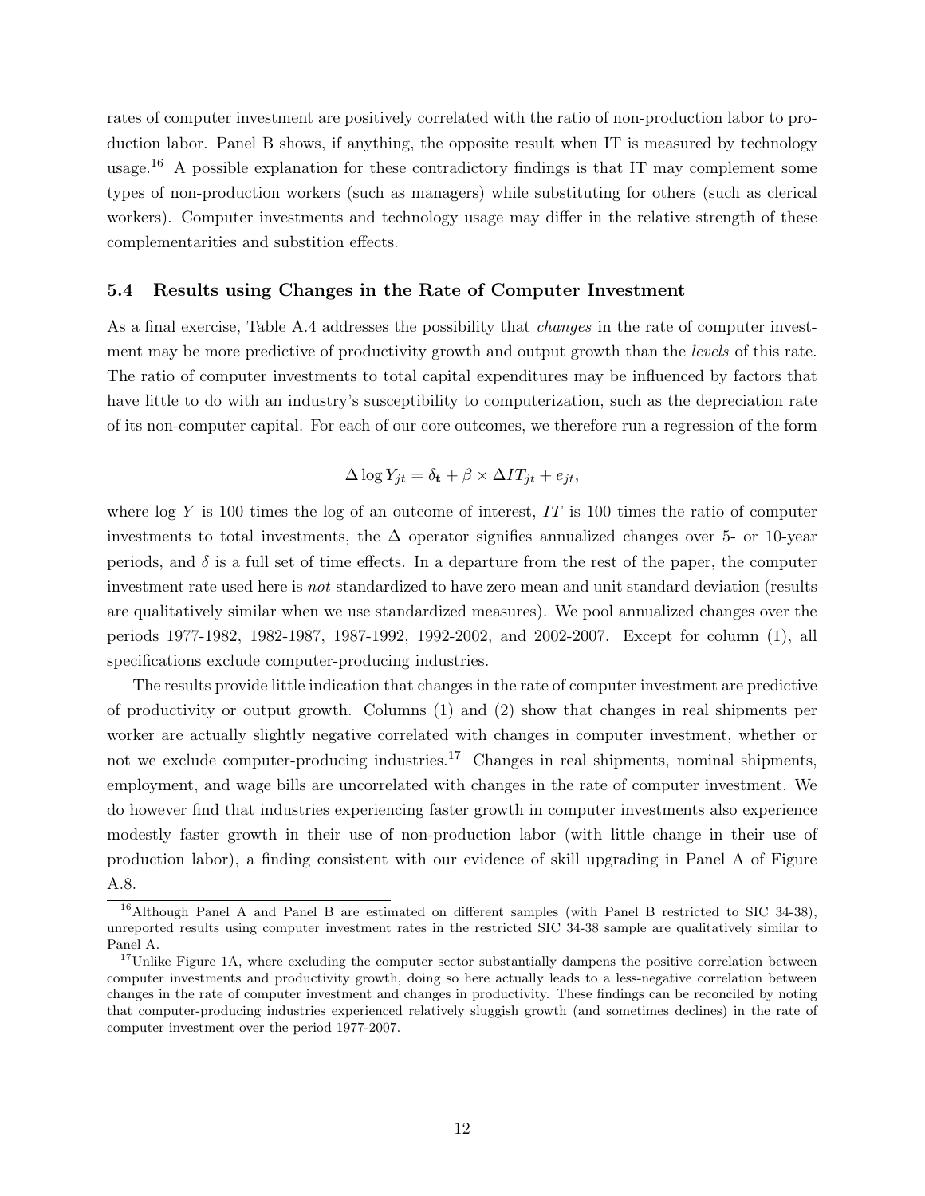rates of computer investment are positively correlated with the ratio of non-production labor to production labor. Panel B shows, if anything, the opposite result when IT is measured by technology usage.[16] A possible explanation for these contradictory findings is that IT may complement some types of non-production workers (such as managers) while substituting for others (such as clerical workers). Computer investments and technology usage may differ in the relative strength of these complementarities and substition effects.

### 5.4 Results using Changes in the Rate of Computer Investment

As a final exercise, Table A.4 addresses the possibility that *changes* in the rate of computer investment may be more predictive of productivity growth and output growth than the *levels* of this rate. The ratio of computer investments to total capital expenditures may be influenced by factors that have little to do with an industry's susceptibility to computerization, such as the depreciation rate of its non-computer capital. For each of our core outcomes, we therefore run a regression of the form

$$\Delta \log Y_{jt} = \delta_{\mathbf{t}} + \beta \times \Delta IT_{jt} + e_{jt},$$

where $\log Y$ is 100 times the log of an outcome of interest, $IT$ is 100 times the ratio of computer investments to total investments, the $\Delta$ operator signifies annualized changes over 5- or 10-year periods, and $\delta$ is a full set of time effects. In a departure from the rest of the paper, the computer investment rate used here is *not* standardized to have zero mean and unit standard deviation (results are qualitatively similar when we use standardized measures). We pool annualized changes over the periods 1977-1982, 1982-1987, 1987-1992, 1992-2002, and 2002-2007. Except for column (1), all specifications exclude computer-producing industries.

The results provide little indication that changes in the rate of computer investment are predictive of productivity or output growth. Columns (1) and (2) show that changes in real shipments per worker are actually slightly negative correlated with changes in computer investment, whether or not we exclude computer-producing industries.[17] Changes in real shipments, nominal shipments, employment, and wage bills are uncorrelated with changes in the rate of computer investment. We do however find that industries experiencing faster growth in computer investments also experience modestly faster growth in their use of non-production labor (with little change in their use of production labor), a finding consistent with our evidence of skill upgrading in Panel A of Figure A.8.

[16] Although Panel A and Panel B are estimated on different samples (with Panel B restricted to SIC 34-38), unreported results using computer investment rates in the restricted SIC 34-38 sample are qualitatively similar to Panel A.

[17] Unlike Figure 1A, where excluding the computer sector substantially dampens the positive correlation between computer investments and productivity growth, doing so here actually leads to a less-negative correlation between changes in the rate of computer investment and changes in productivity. These findings can be reconciled by noting that computer-producing industries experienced relatively sluggish growth (and sometimes declines) in the rate of computer investment over the period 1977-2007.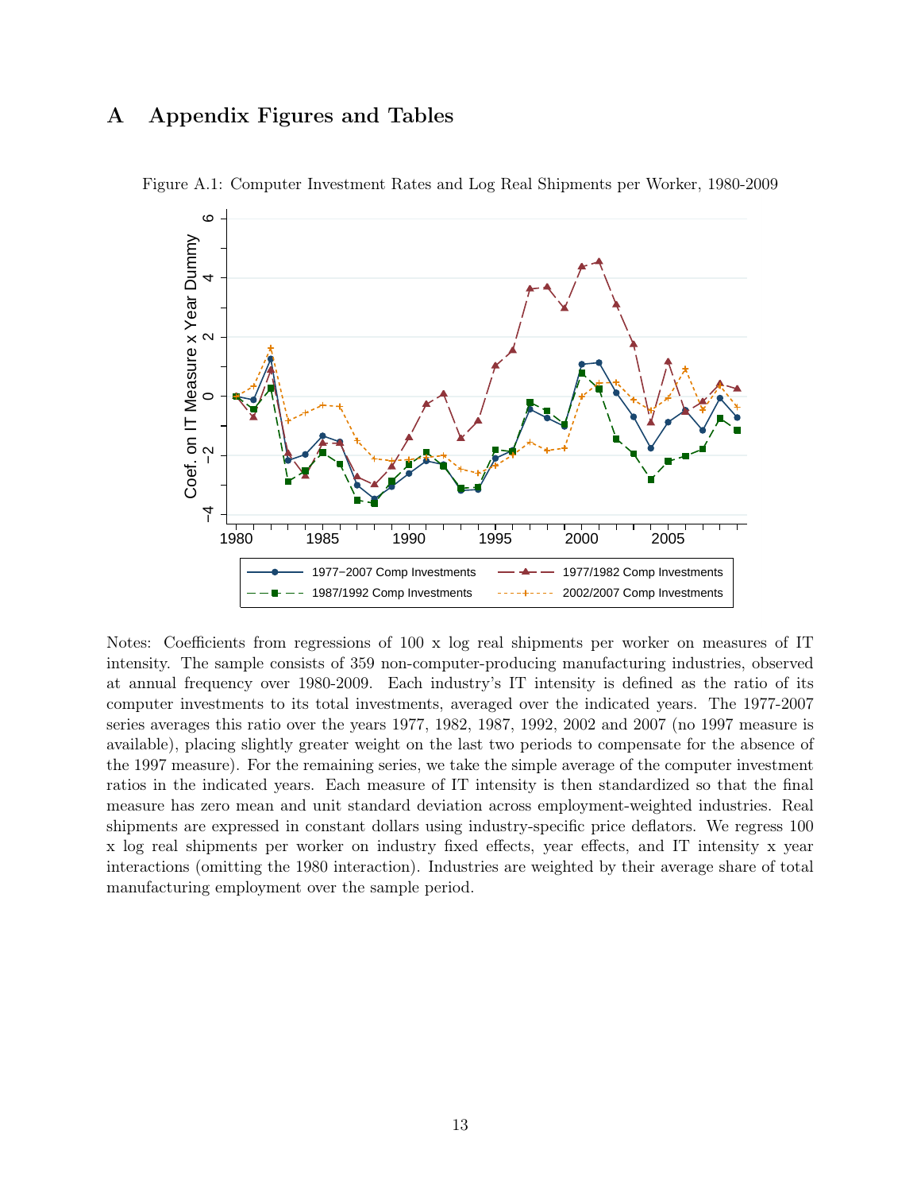# A Appendix Figures and Tables

Figure A.1: Computer Investment Rates and Log Real Shipments per Worker, 1980-2009

Notes: Coefficients from regressions of 100 x log real shipments per worker on measures of IT intensity. The sample consists of 359 non-computer-producing manufacturing industries, observed at annual frequency over 1980-2009. Each industry's IT intensity is defined as the ratio of its computer investments to its total investments, averaged over the indicated years. The 1977-2007 series averages this ratio over the years 1977, 1982, 1987, 1992, 2002 and 2007 (no 1997 measure is available), placing slightly greater weight on the last two periods to compensate for the absence of the 1997 measure). For the remaining series, we take the simple average of the computer investment ratios in the indicated years. Each measure of IT intensity is then standardized so that the final measure has zero mean and unit standard deviation across employment-weighted industries. Real shipments are expressed in constant dollars using industry-specific price deflators. We regress 100 x log real shipments per worker on industry fixed effects, year effects, and IT intensity x year interactions (omitting the 1980 interaction). Industries are weighted by their average share of total manufacturing employment over the sample period.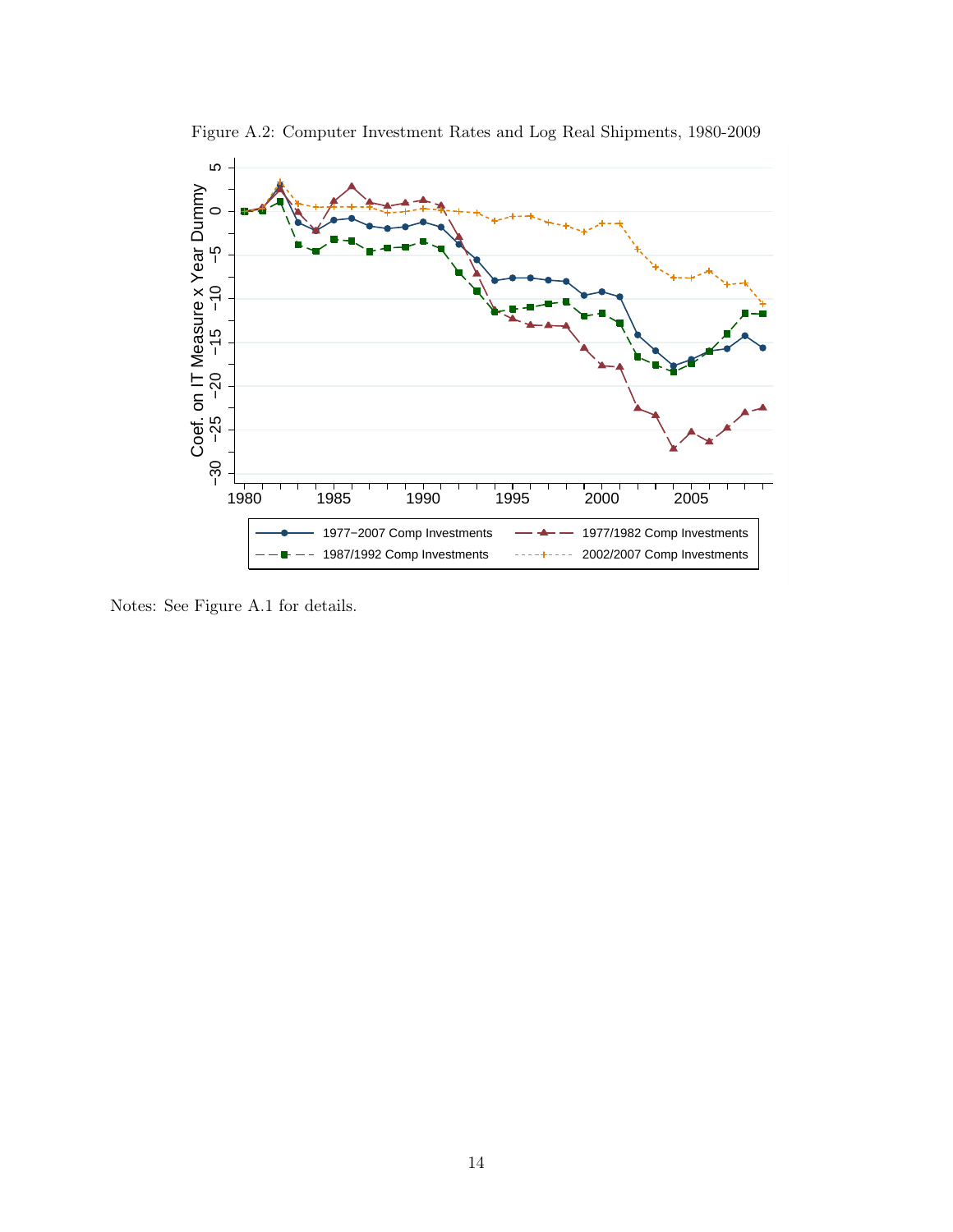Figure A.2: Computer Investment Rates and Log Real Shipments, 1980-2009

Notes: See Figure A.1 for details.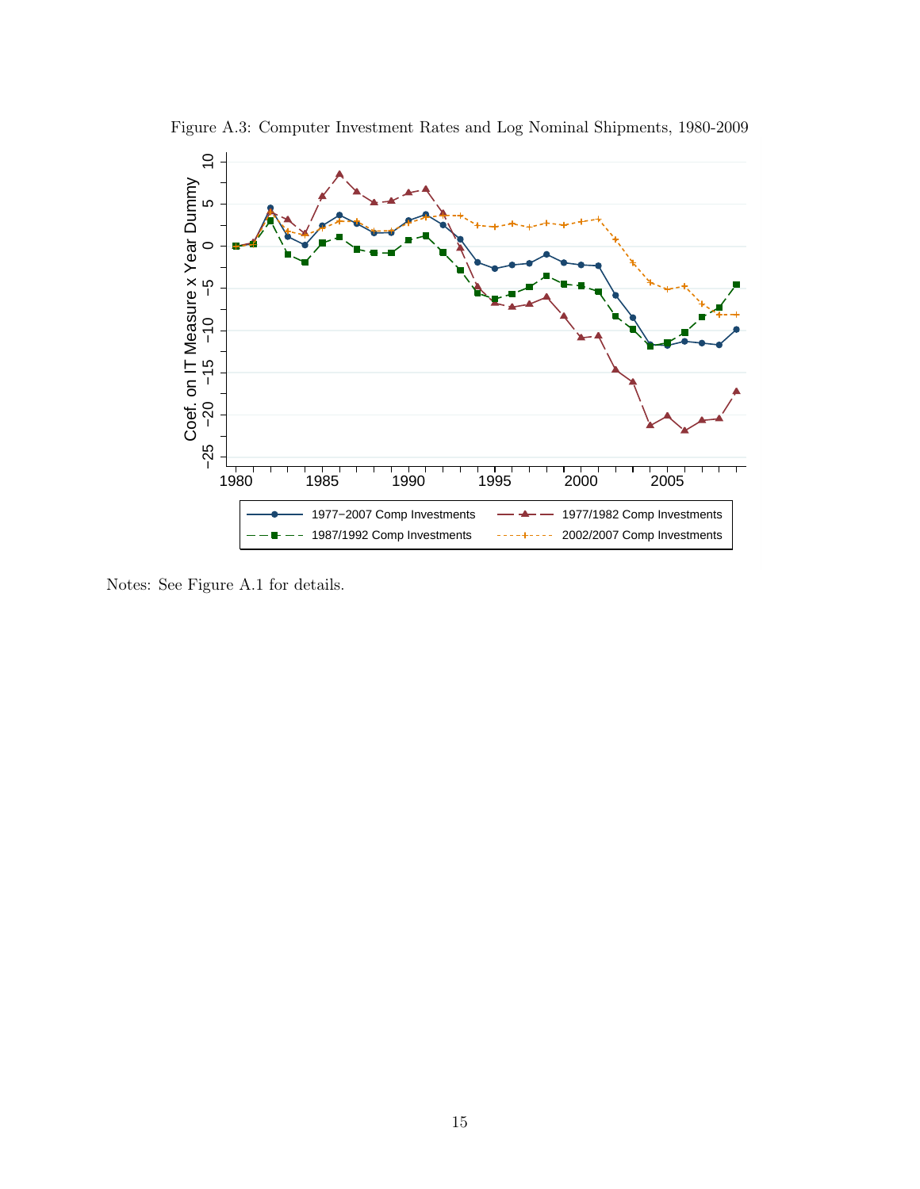Figure A.3: Computer Investment Rates and Log Nominal Shipments, 1980-2009

Notes: See Figure A.1 for details.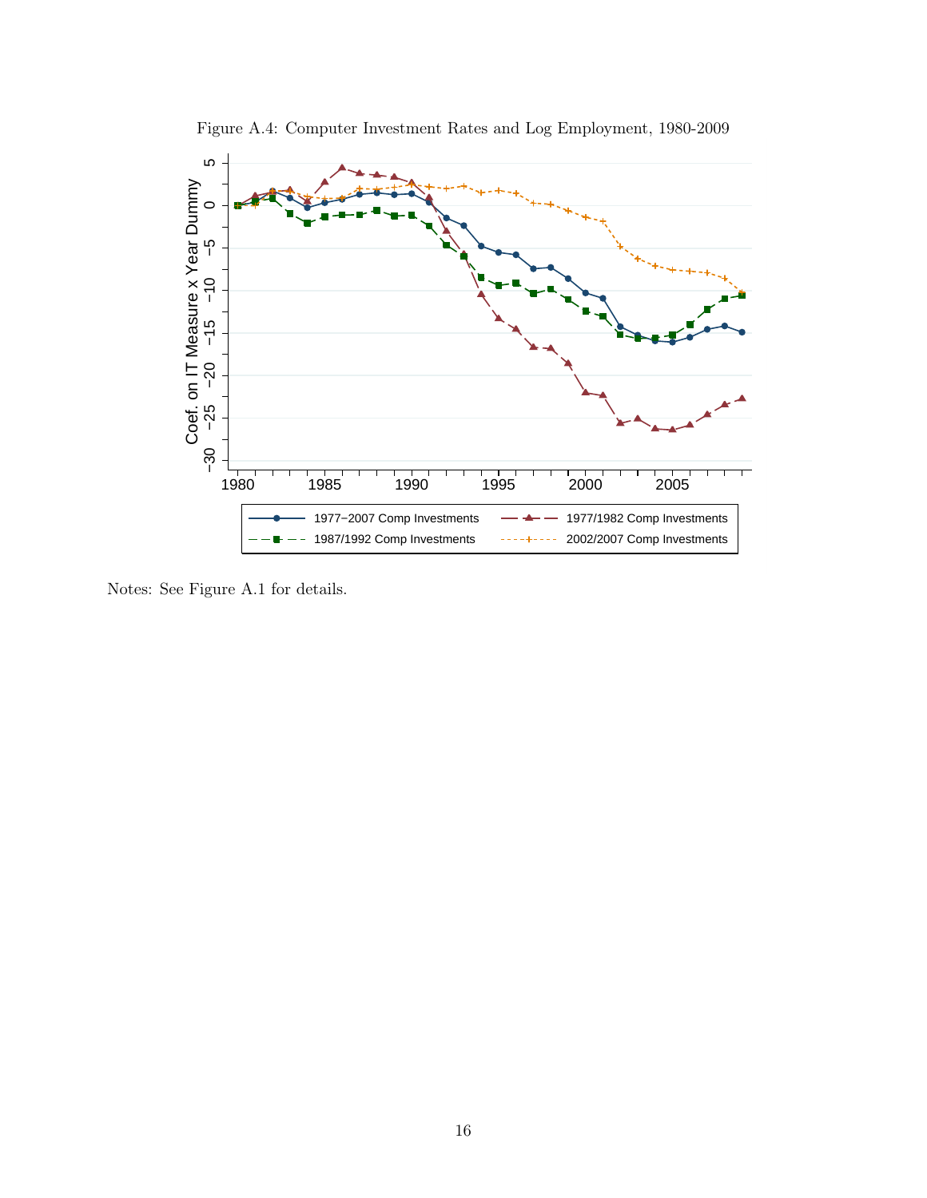Figure A.4: Computer Investment Rates and Log Employment, 1980-2009

Notes: See Figure A.1 for details.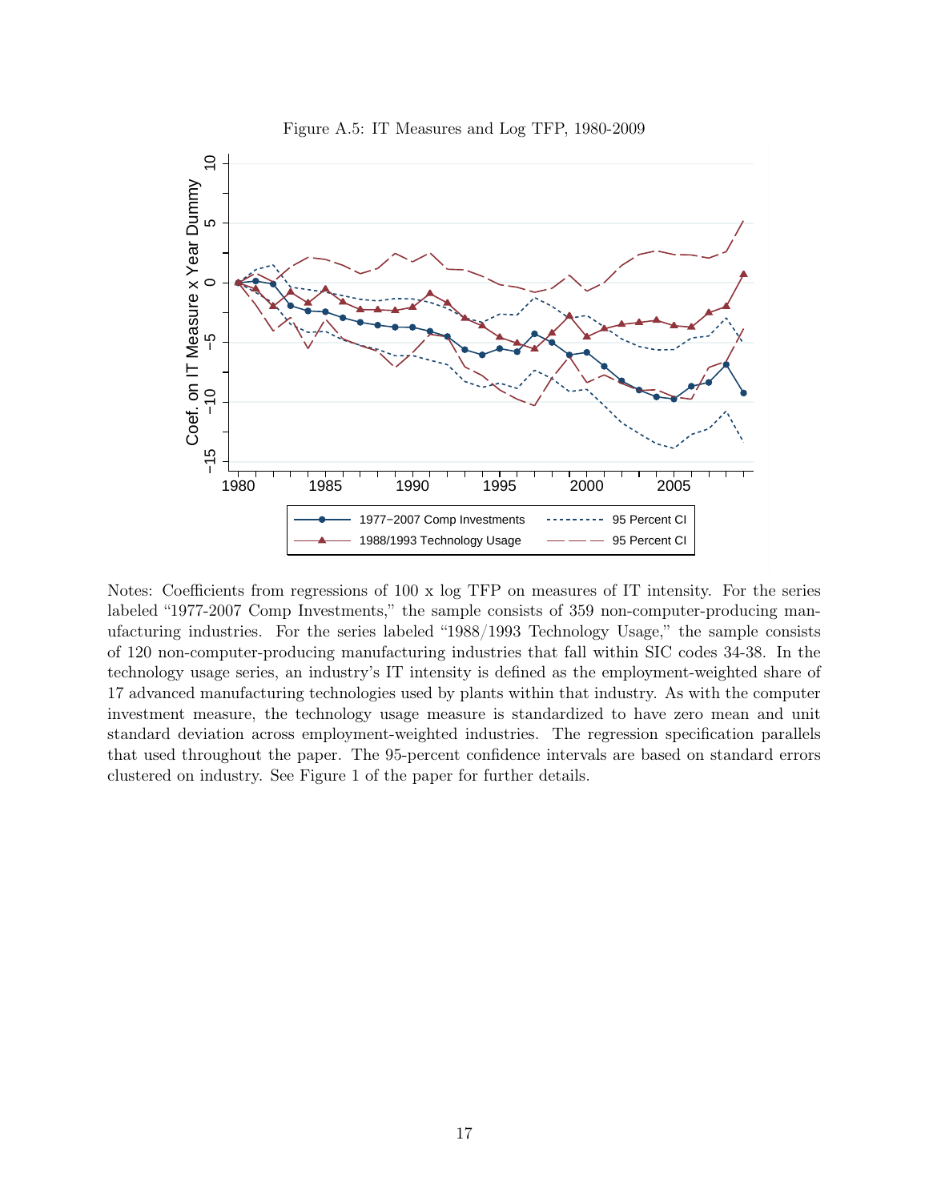Figure A.5: IT Measures and Log TFP, 1980-2009

Notes: Coefficients from regressions of 100 x log TFP on measures of IT intensity. For the series labeled "1977-2007 Comp Investments," the sample consists of 359 non-computer-producing manufacturing industries. For the series labeled "1988/1993 Technology Usage," the sample consists of 120 non-computer-producing manufacturing industries that fall within SIC codes 34-38. In the technology usage series, an industry's IT intensity is defined as the employment-weighted share of 17 advanced manufacturing technologies used by plants within that industry. As with the computer investment measure, the technology usage measure is standardized to have zero mean and unit standard deviation across employment-weighted industries. The regression specification parallels that used throughout the paper. The 95-percent confidence intervals are based on standard errors clustered on industry. See Figure 1 of the paper for further details.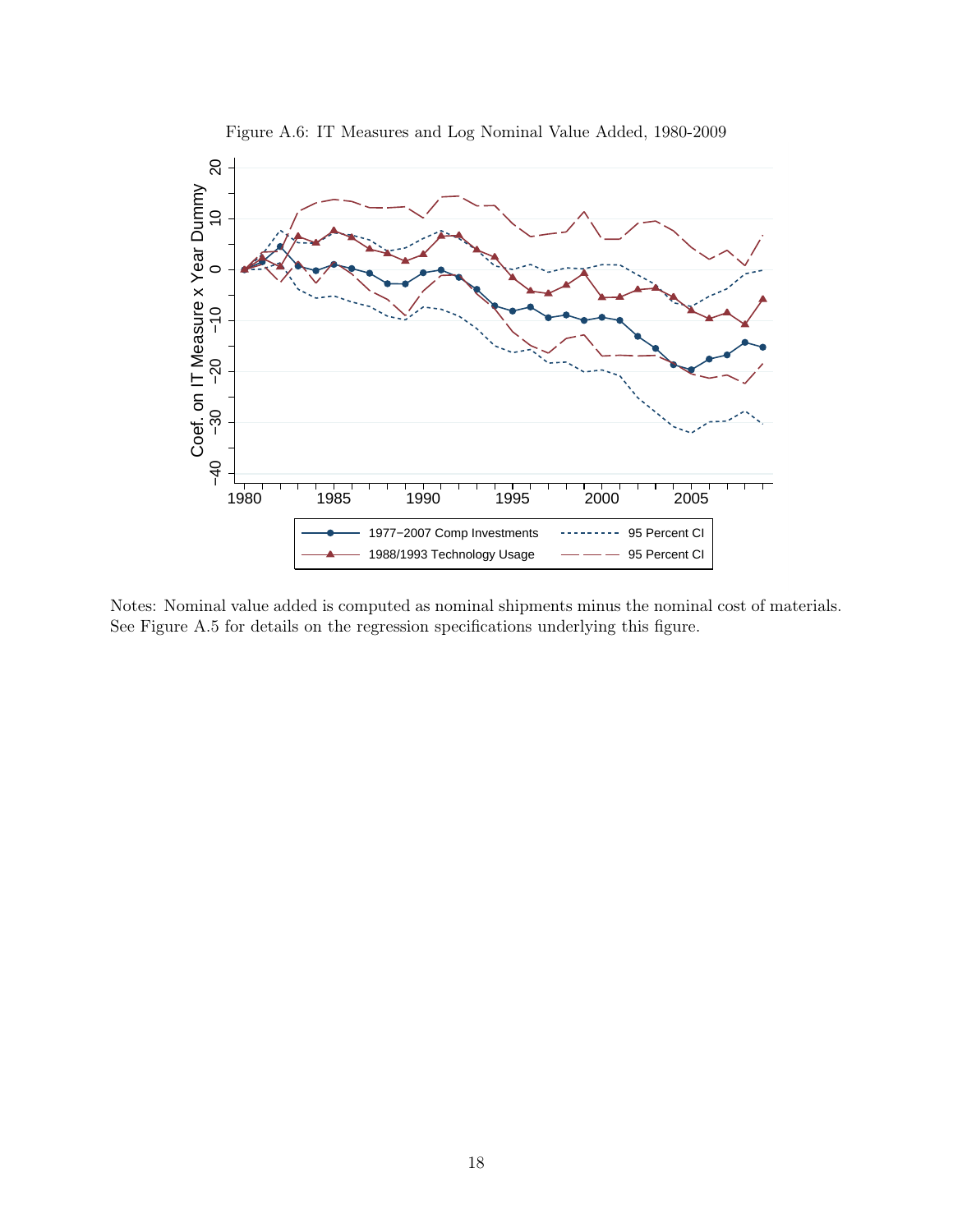Figure A.6: IT Measures and Log Nominal Value Added, 1980-2009

Notes: Nominal value added is computed as nominal shipments minus the nominal cost of materials. See Figure A.5 for details on the regression specifications underlying this figure.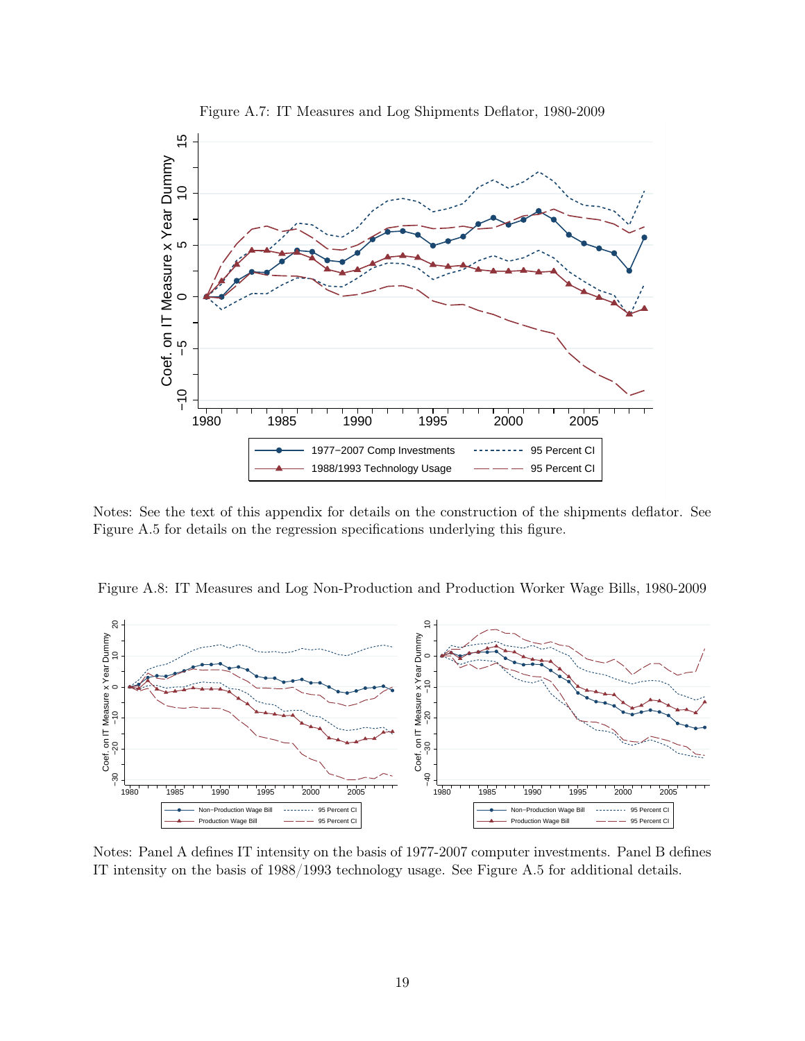Figure A.7: IT Measures and Log Shipments Deflator, 1980-2009

Notes: See the text of this appendix for details on the construction of the shipments deflator. See Figure A.5 for details on the regression specifications underlying this figure.

Figure A.8: IT Measures and Log Non-Production and Production Worker Wage Bills, 1980-2009

Notes: Panel A defines IT intensity on the basis of 1977-2007 computer investments. Panel B defines IT intensity on the basis of 1988/1993 technology usage. See Figure A.5 for additional details.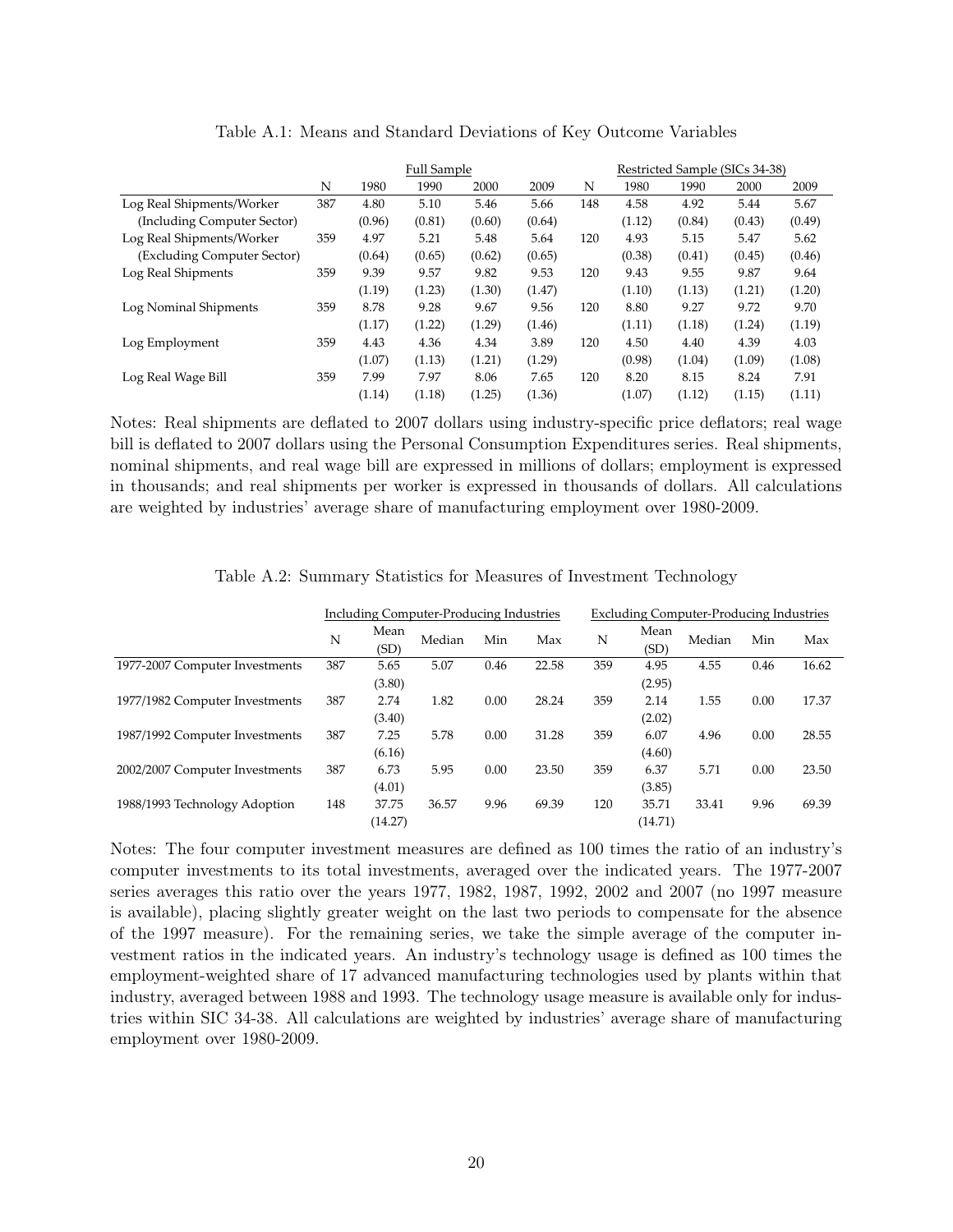Table A.1: Means and Standard Deviations of Key Outcome Variables

| | Full Sample | | | | | Restricted Sample (SICs 34-38) | | | | |
|---|---|---|---|---|---|---|---|---|---|---|
| | N | 1980 | 1990 | 2000 | 2009 | N | 1980 | 1990 | 2000 | 2009 |
| Log Real Shipments/Worker | 387 | 4.80 | 5.10 | 5.46 | 5.66 | 148 | 4.58 | 4.92 | 5.44 | 5.67 |
| (Including Computer Sector) | | (0.96) | (0.81) | (0.60) | (0.64) | | (1.12) | (0.84) | (0.43) | (0.49) |
| Log Real Shipments/Worker | 359 | 4.97 | 5.21 | 5.48 | 5.64 | 120 | 4.93 | 5.15 | 5.47 | 5.62 |
| (Excluding Computer Sector) | | (0.64) | (0.65) | (0.62) | (0.65) | | (0.38) | (0.41) | (0.45) | (0.46) |
| Log Real Shipments | 359 | 9.39 | 9.57 | 9.82 | 9.53 | 120 | 9.43 | 9.55 | 9.87 | 9.64 |
| | | (1.19) | (1.23) | (1.30) | (1.47) | | (1.10) | (1.13) | (1.21) | (1.20) |
| Log Nominal Shipments | 359 | 8.78 | 9.28 | 9.67 | 9.56 | 120 | 8.80 | 9.27 | 9.72 | 9.70 |
| | | (1.17) | (1.22) | (1.29) | (1.46) | | (1.11) | (1.18) | (1.24) | (1.19) |
| Log Employment | 359 | 4.43 | 4.36 | 4.34 | 3.89 | 120 | 4.50 | 4.40 | 4.39 | 4.03 |
| | | (1.07) | (1.13) | (1.21) | (1.29) | | (0.98) | (1.04) | (1.09) | (1.08) |
| Log Real Wage Bill | 359 | 7.99 | 7.97 | 8.06 | 7.65 | 120 | 8.20 | 8.15 | 8.24 | 7.91 |
| | | (1.14) | (1.18) | (1.25) | (1.36) | | (1.07) | (1.12) | (1.15) | (1.11) |

Notes: Real shipments are deflated to 2007 dollars using industry-specific price deflators; real wage bill is deflated to 2007 dollars using the Personal Consumption Expenditures series. Real shipments, nominal shipments, and real wage bill are expressed in millions of dollars; employment is expressed in thousands; and real shipments per worker is expressed in thousands of dollars. All calculations are weighted by industries' average share of manufacturing employment over 1980-2009.

Table A.2: Summary Statistics for Measures of Investment Technology

| | Including Computer-Producing Industries | | | | | Excluding Computer-Producing Industries | | | | |
|---|---|---|---|---|---|---|---|---|---|---|
| | N | Mean (SD) | Median | Min | Max | N | Mean (SD) | Median | Min | Max |
| 1977-2007 Computer Investments | 387 | 5.65 | 5.07 | 0.46 | 22.58 | 359 | 4.95 | 4.55 | 0.46 | 16.62 |
| | | (3.80) | | | | | (2.95) | | | |
| 1977/1982 Computer Investments | 387 | 2.74 | 1.82 | 0.00 | 28.24 | 359 | 2.14 | 1.55 | 0.00 | 17.37 |
| | | (3.40) | | | | | (2.02) | | | |
| 1987/1992 Computer Investments | 387 | 7.25 | 5.78 | 0.00 | 31.28 | 359 | 6.07 | 4.96 | 0.00 | 28.55 |
| | | (6.16) | | | | | (4.60) | | | |
| 2002/2007 Computer Investments | 387 | 6.73 | 5.95 | 0.00 | 23.50 | 359 | 6.37 | 5.71 | 0.00 | 23.50 |
| | | (4.01) | | | | | (3.85) | | | |
| 1988/1993 Technology Adoption | 148 | 37.75 | 36.57 | 9.96 | 69.39 | 120 | 35.71 | 33.41 | 9.96 | 69.39 |
| | | (14.27) | | | | | (14.71) | | | |

Notes: The four computer investment measures are defined as 100 times the ratio of an industry's computer investments to its total investments, averaged over the indicated years. The 1977-2007 series averages this ratio over the years 1977, 1982, 1987, 1992, 2002 and 2007 (no 1997 measure is available), placing slightly greater weight on the last two periods to compensate for the absence of the 1997 measure). For the remaining series, we take the simple average of the computer investment ratios in the indicated years. An industry's technology usage is defined as 100 times the employment-weighted share of 17 advanced manufacturing technologies used by plants within that industry, averaged between 1988 and 1993. The technology usage measure is available only for industries within SIC 34-38. All calculations are weighted by industries' average share of manufacturing employment over 1980-2009.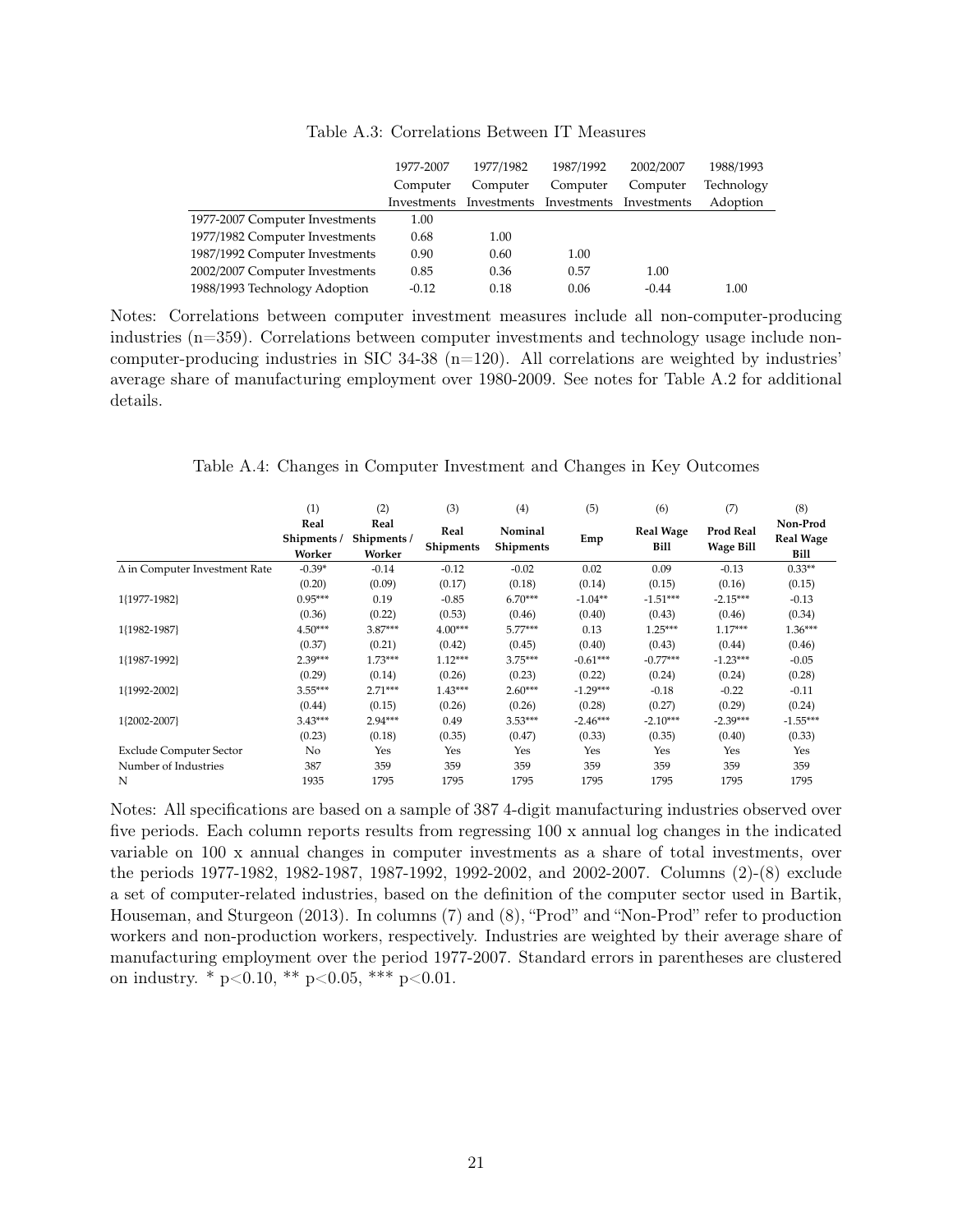Table A.3: Correlations Between IT Measures

| | 1977-2007 Computer Investments | 1977/1982 Computer Investments | 1987/1992 Computer Investments | 2002/2007 Computer Investments | 1988/1993 Technology Adoption |
|---|---|---|---|---|---|
| 1977-2007 Computer Investments | 1.00 | | | | |
| 1977/1982 Computer Investments | 0.68 | 1.00 | | | |
| 1987/1992 Computer Investments | 0.90 | 0.60 | 1.00 | | |
| 2002/2007 Computer Investments | 0.85 | 0.36 | 0.57 | 1.00 | |
| 1988/1993 Technology Adoption | -0.12 | 0.18 | 0.06 | -0.44 | 1.00 |

Notes: Correlations between computer investment measures include all non-computer-producing industries (n=359). Correlations between computer investments and technology usage include non-computer-producing industries in SIC 34-38 (n=120). All correlations are weighted by industries' average share of manufacturing employment over 1980-2009. See notes for Table A.2 for additional details.

Table A.4: Changes in Computer Investment and Changes in Key Outcomes

| | (1) | (2) | (3) | (4) | (5) | (6) | (7) | (8) |
|---|---|---|---|---|---|---|---|---|
| | Real Shipments / Worker | Real Shipments / Worker | Real Shipments | Nominal Shipments | Emp | Real Wage Bill | Prod Real Wage Bill | Non-Prod Real Wage Bill |
| Δ in Computer Investment Rate | -0.39* | -0.14 | -0.12 | -0.02 | 0.02 | 0.09 | -0.13 | 0.33** |
| | (0.20) | (0.09) | (0.17) | (0.18) | (0.14) | (0.15) | (0.16) | (0.15) |
| 1{1977-1982} | 0.95*** | 0.19 | -0.85 | 6.70*** | -1.04** | -1.51*** | -2.15*** | -0.13 |
| | (0.36) | (0.22) | (0.53) | (0.46) | (0.40) | (0.43) | (0.46) | (0.34) |
| 1{1982-1987} | 4.50*** | 3.87*** | 4.00*** | 5.77*** | 0.13 | 1.25*** | 1.17*** | 1.36*** |
| | (0.37) | (0.21) | (0.42) | (0.45) | (0.40) | (0.43) | (0.44) | (0.46) |
| 1{1987-1992} | 2.39*** | 1.73*** | 1.12*** | 3.75*** | -0.61*** | -0.77*** | -1.23*** | -0.05 |
| | (0.29) | (0.14) | (0.26) | (0.23) | (0.22) | (0.24) | (0.24) | (0.28) |
| 1{1992-2002} | 3.55*** | 2.71*** | 1.43*** | 2.60*** | -1.29*** | -0.18 | -0.22 | -0.11 |
| | (0.44) | (0.15) | (0.26) | (0.26) | (0.28) | (0.27) | (0.29) | (0.24) |
| 1{2002-2007} | 3.43*** | 2.94*** | 0.49 | 3.53*** | -2.46*** | -2.10*** | -2.39*** | -1.55*** |
| | (0.23) | (0.18) | (0.35) | (0.47) | (0.33) | (0.35) | (0.40) | (0.33) |
| Exclude Computer Sector | No | Yes | Yes | Yes | Yes | Yes | Yes | Yes |
| Number of Industries | 387 | 359 | 359 | 359 | 359 | 359 | 359 | 359 |
| N | 1935 | 1795 | 1795 | 1795 | 1795 | 1795 | 1795 | 1795 |

Notes: All specifications are based on a sample of 387 4-digit manufacturing industries observed over five periods. Each column reports results from regressing 100 x annual log changes in the indicated variable on 100 x annual changes in computer investments as a share of total investments, over the periods 1977-1982, 1982-1987, 1987-1992, 1992-2002, and 2002-2007. Columns (2)-(8) exclude a set of computer-related industries, based on the definition of the computer sector used in Bartik, Houseman, and Sturgeon (2013). In columns (7) and (8), "Prod" and "Non-Prod" refer to production workers and non-production workers, respectively. Industries are weighted by their average share of manufacturing employment over the period 1977-2007. Standard errors in parentheses are clustered on industry. * $p<0.10$, ** $p<0.05$, *** $p<0.01$.